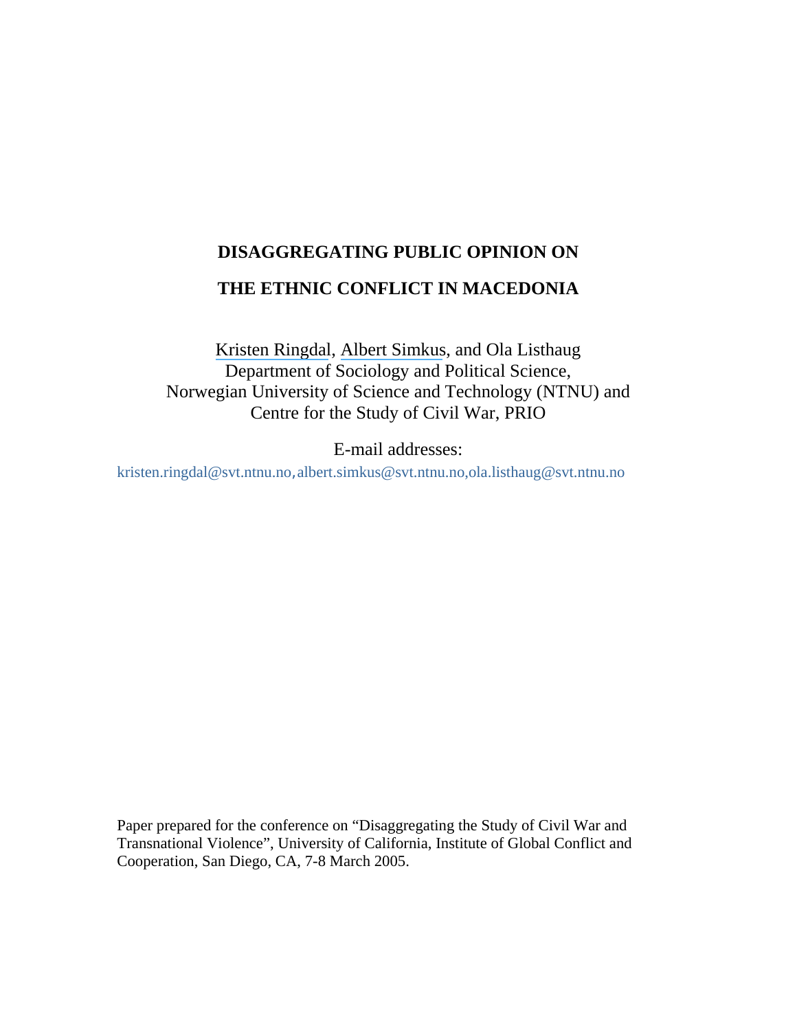# DISAGGREGATING PUBLIC OPINION ON THE ETHNIC CONFLICT IN MACEDONIA

Kristen Ringdal, Albert Simkus, and Ola Listhaug
Department of Sociology and Political Science,
Norwegian University of Science and Technology (NTNU) and
Centre for the Study of Civil War, PRIO

E-mail addresses:
kristen.ringdal@svt.ntnu.no, albert.simkus@svt.ntnu.no, ola.listhaug@svt.ntnu.no

Paper prepared for the conference on "Disaggregating the Study of Civil War and Transnational Violence", University of California, Institute of Global Conflict and Cooperation, San Diego, CA, 7-8 March 2005.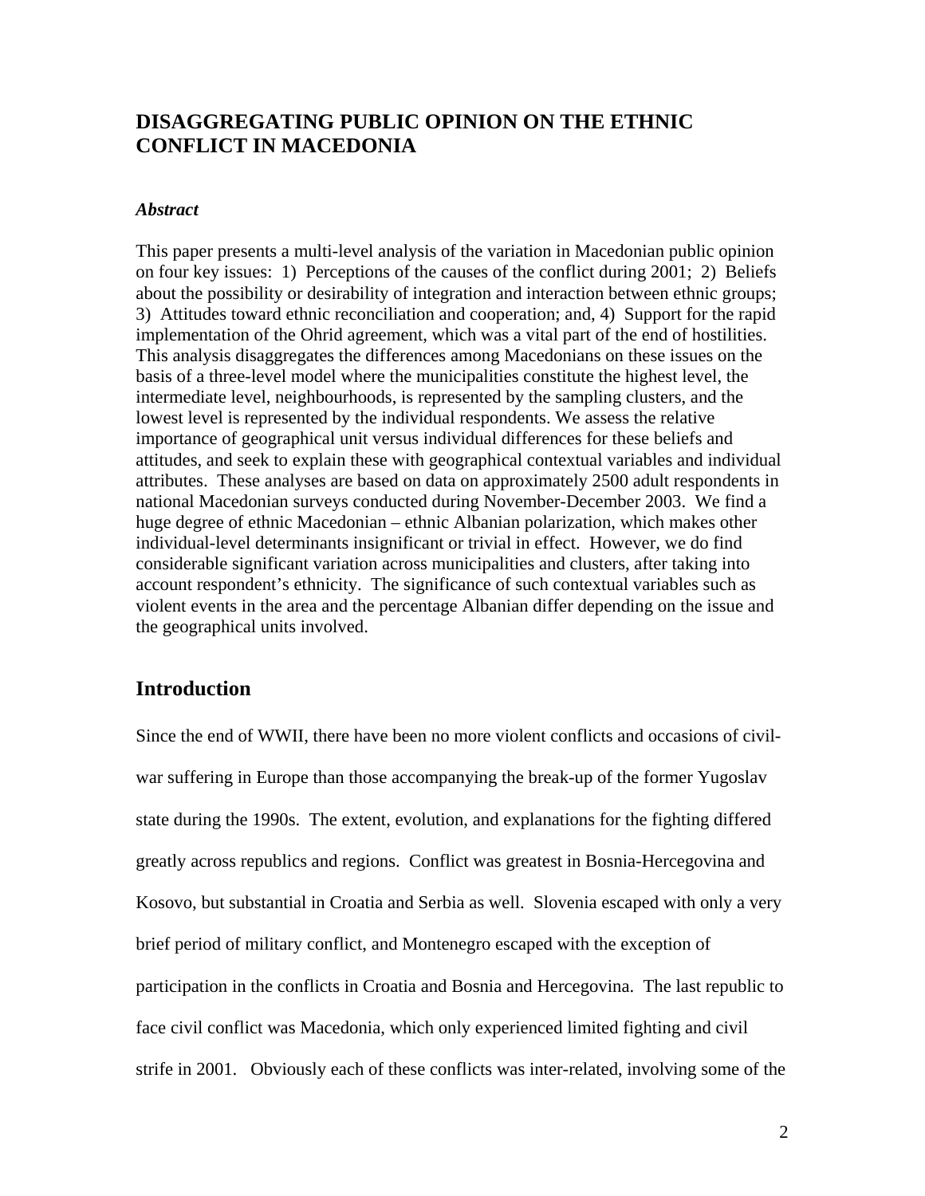# DISAGGREGATING PUBLIC OPINION ON THE ETHNIC CONFLICT IN MACEDONIA

### *Abstract*

This paper presents a multi-level analysis of the variation in Macedonian public opinion on four key issues: 1) Perceptions of the causes of the conflict during 2001; 2) Beliefs about the possibility or desirability of integration and interaction between ethnic groups; 3) Attitudes toward ethnic reconciliation and cooperation; and, 4) Support for the rapid implementation of the Ohrid agreement, which was a vital part of the end of hostilities. This analysis disaggregates the differences among Macedonians on these issues on the basis of a three-level model where the municipalities constitute the highest level, the intermediate level, neighbourhoods, is represented by the sampling clusters, and the lowest level is represented by the individual respondents. We assess the relative importance of geographical unit versus individual differences for these beliefs and attitudes, and seek to explain these with geographical contextual variables and individual attributes. These analyses are based on data on approximately 2500 adult respondents in national Macedonian surveys conducted during November-December 2003. We find a huge degree of ethnic Macedonian – ethnic Albanian polarization, which makes other individual-level determinants insignificant or trivial in effect. However, we do find considerable significant variation across municipalities and clusters, after taking into account respondent's ethnicity. The significance of such contextual variables such as violent events in the area and the percentage Albanian differ depending on the issue and the geographical units involved.

## Introduction

Since the end of WWII, there have been no more violent conflicts and occasions of civil-war suffering in Europe than those accompanying the break-up of the former Yugoslav state during the 1990s. The extent, evolution, and explanations for the fighting differed greatly across republics and regions. Conflict was greatest in Bosnia-Hercegovina and Kosovo, but substantial in Croatia and Serbia as well. Slovenia escaped with only a very brief period of military conflict, and Montenegro escaped with the exception of participation in the conflicts in Croatia and Bosnia and Hercegovina. The last republic to face civil conflict was Macedonia, which only experienced limited fighting and civil strife in 2001. Obviously each of these conflicts was inter-related, involving some of the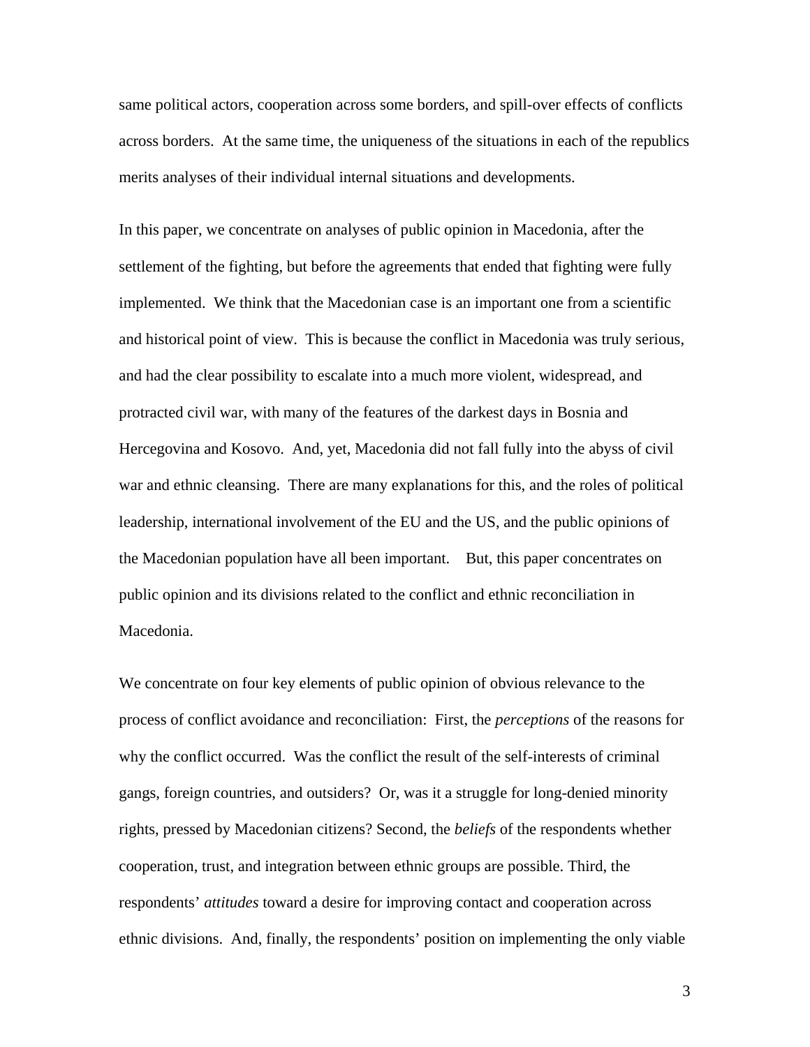same political actors, cooperation across some borders, and spill-over effects of conflicts across borders. At the same time, the uniqueness of the situations in each of the republics merits analyses of their individual internal situations and developments.

In this paper, we concentrate on analyses of public opinion in Macedonia, after the settlement of the fighting, but before the agreements that ended that fighting were fully implemented. We think that the Macedonian case is an important one from a scientific and historical point of view. This is because the conflict in Macedonia was truly serious, and had the clear possibility to escalate into a much more violent, widespread, and protracted civil war, with many of the features of the darkest days in Bosnia and Hercegovina and Kosovo. And, yet, Macedonia did not fall fully into the abyss of civil war and ethnic cleansing. There are many explanations for this, and the roles of political leadership, international involvement of the EU and the US, and the public opinions of the Macedonian population have all been important. But, this paper concentrates on public opinion and its divisions related to the conflict and ethnic reconciliation in Macedonia.

We concentrate on four key elements of public opinion of obvious relevance to the process of conflict avoidance and reconciliation: First, the *perceptions* of the reasons for why the conflict occurred. Was the conflict the result of the self-interests of criminal gangs, foreign countries, and outsiders? Or, was it a struggle for long-denied minority rights, pressed by Macedonian citizens? Second, the *beliefs* of the respondents whether cooperation, trust, and integration between ethnic groups are possible. Third, the respondents' *attitudes* toward a desire for improving contact and cooperation across ethnic divisions. And, finally, the respondents' position on implementing the only viable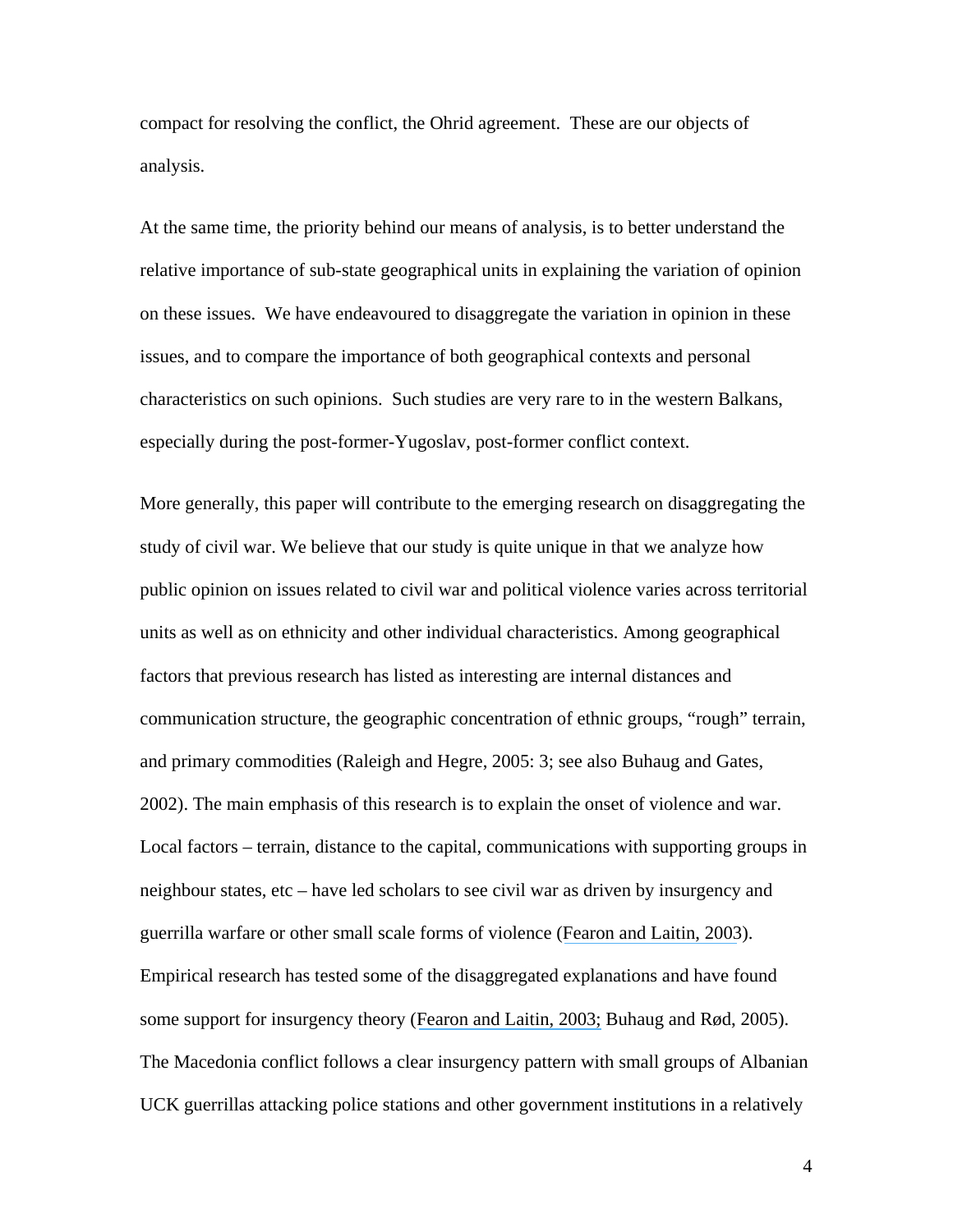compact for resolving the conflict, the Ohrid agreement. These are our objects of analysis.

At the same time, the priority behind our means of analysis, is to better understand the relative importance of sub-state geographical units in explaining the variation of opinion on these issues. We have endeavoured to disaggregate the variation in opinion in these issues, and to compare the importance of both geographical contexts and personal characteristics on such opinions. Such studies are very rare to in the western Balkans, especially during the post-former-Yugoslav, post-former conflict context.

More generally, this paper will contribute to the emerging research on disaggregating the study of civil war. We believe that our study is quite unique in that we analyze how public opinion on issues related to civil war and political violence varies across territorial units as well as on ethnicity and other individual characteristics. Among geographical factors that previous research has listed as interesting are internal distances and communication structure, the geographic concentration of ethnic groups, "rough" terrain, and primary commodities (Raleigh and Hegre, 2005: 3; see also Buhaug and Gates, 2002). The main emphasis of this research is to explain the onset of violence and war. Local factors – terrain, distance to the capital, communications with supporting groups in neighbour states, etc – have led scholars to see civil war as driven by insurgency and guerrilla warfare or other small scale forms of violence (Fearon and Laitin, 2003). Empirical research has tested some of the disaggregated explanations and have found some support for insurgency theory (Fearon and Laitin, 2003; Buhaug and Rød, 2005). The Macedonia conflict follows a clear insurgency pattern with small groups of Albanian UCK guerrillas attacking police stations and other government institutions in a relatively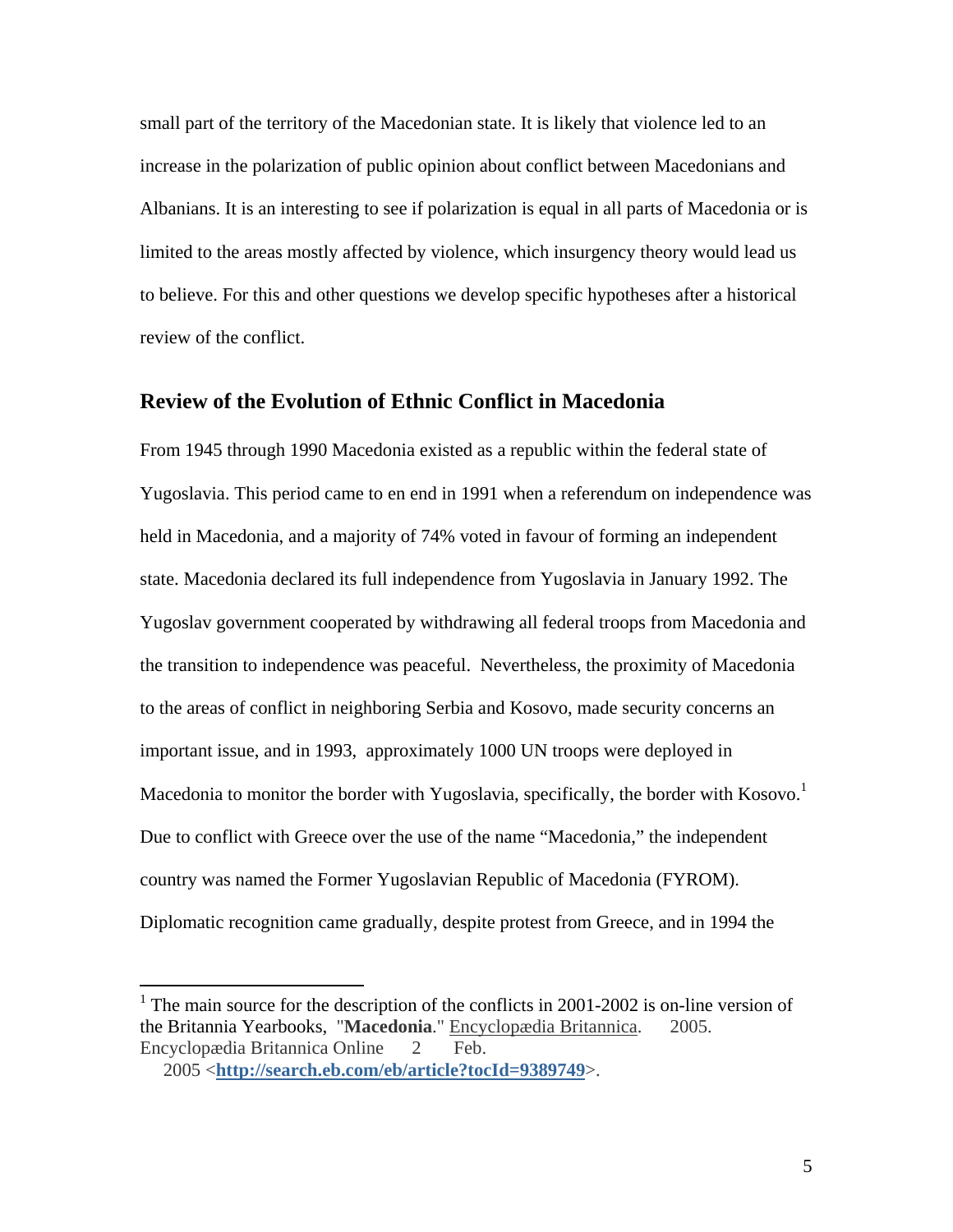small part of the territory of the Macedonian state. It is likely that violence led to an increase in the polarization of public opinion about conflict between Macedonians and Albanians. It is an interesting to see if polarization is equal in all parts of Macedonia or is limited to the areas mostly affected by violence, which insurgency theory would lead us to believe. For this and other questions we develop specific hypotheses after a historical review of the conflict.

## Review of the Evolution of Ethnic Conflict in Macedonia

From 1945 through 1990 Macedonia existed as a republic within the federal state of Yugoslavia. This period came to en end in 1991 when a referendum on independence was held in Macedonia, and a majority of 74% voted in favour of forming an independent state. Macedonia declared its full independence from Yugoslavia in January 1992. The Yugoslav government cooperated by withdrawing all federal troops from Macedonia and the transition to independence was peaceful. Nevertheless, the proximity of Macedonia to the areas of conflict in neighboring Serbia and Kosovo, made security concerns an important issue, and in 1993, approximately 1000 UN troops were deployed in Macedonia to monitor the border with Yugoslavia, specifically, the border with Kosovo.[1] Due to conflict with Greece over the use of the name "Macedonia," the independent country was named the Former Yugoslavian Republic of Macedonia (FYROM). Diplomatic recognition came gradually, despite protest from Greece, and in 1994 the

---

[1] The main source for the description of the conflicts in 2001-2002 is on-line version of the Britannia Yearbooks, "**Macedonia**." Encyclopædia Britannica. 2005. Encyclopædia Britannica Online 2 Feb. 2005 <**http://search.eb.com/eb/article?tocId=9389749**>.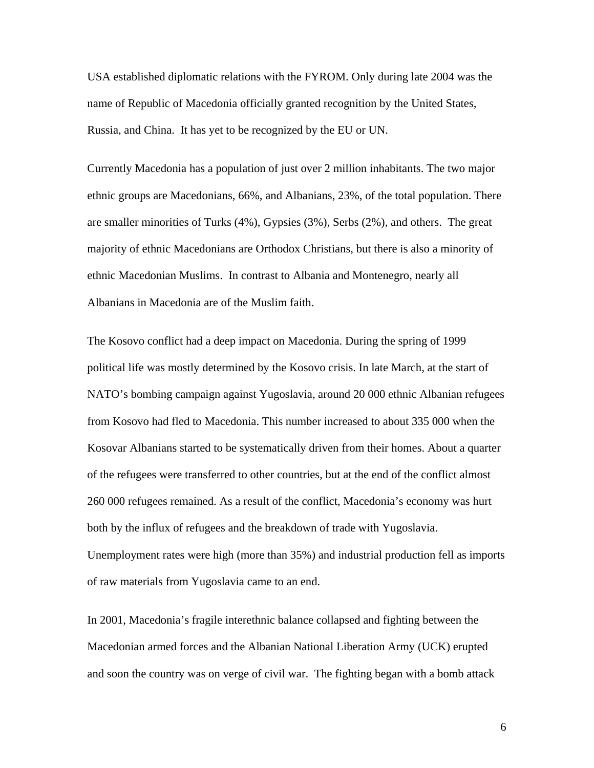USA established diplomatic relations with the FYROM. Only during late 2004 was the name of Republic of Macedonia officially granted recognition by the United States, Russia, and China.  It has yet to be recognized by the EU or UN.

Currently Macedonia has a population of just over 2 million inhabitants. The two major ethnic groups are Macedonians, 66%, and Albanians, 23%, of the total population. There are smaller minorities of Turks (4%), Gypsies (3%), Serbs (2%), and others.  The great majority of ethnic Macedonians are Orthodox Christians, but there is also a minority of ethnic Macedonian Muslims.  In contrast to Albania and Montenegro, nearly all Albanians in Macedonia are of the Muslim faith.

The Kosovo conflict had a deep impact on Macedonia. During the spring of 1999 political life was mostly determined by the Kosovo crisis. In late March, at the start of NATO's bombing campaign against Yugoslavia, around 20 000 ethnic Albanian refugees from Kosovo had fled to Macedonia. This number increased to about 335 000 when the Kosovar Albanians started to be systematically driven from their homes. About a quarter of the refugees were transferred to other countries, but at the end of the conflict almost 260 000 refugees remained. As a result of the conflict, Macedonia's economy was hurt both by the influx of refugees and the breakdown of trade with Yugoslavia. Unemployment rates were high (more than 35%) and industrial production fell as imports of raw materials from Yugoslavia came to an end.

In 2001, Macedonia's fragile interethnic balance collapsed and fighting between the Macedonian armed forces and the Albanian National Liberation Army (UCK) erupted and soon the country was on verge of civil war.  The fighting began with a bomb attack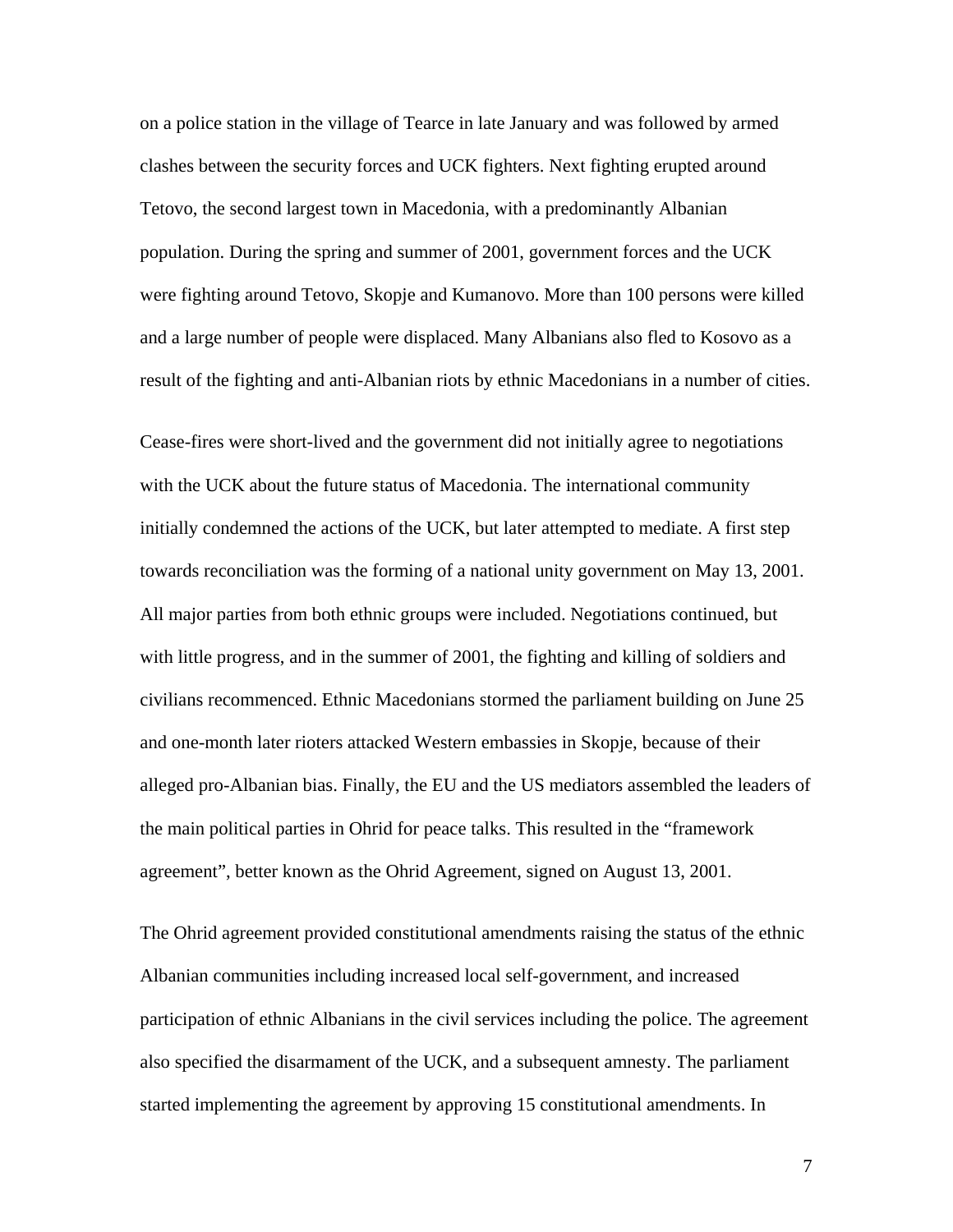on a police station in the village of Tearce in late January and was followed by armed clashes between the security forces and UCK fighters. Next fighting erupted around Tetovo, the second largest town in Macedonia, with a predominantly Albanian population. During the spring and summer of 2001, government forces and the UCK were fighting around Tetovo, Skopje and Kumanovo. More than 100 persons were killed and a large number of people were displaced. Many Albanians also fled to Kosovo as a result of the fighting and anti-Albanian riots by ethnic Macedonians in a number of cities.

Cease-fires were short-lived and the government did not initially agree to negotiations with the UCK about the future status of Macedonia. The international community initially condemned the actions of the UCK, but later attempted to mediate. A first step towards reconciliation was the forming of a national unity government on May 13, 2001. All major parties from both ethnic groups were included. Negotiations continued, but with little progress, and in the summer of 2001, the fighting and killing of soldiers and civilians recommenced. Ethnic Macedonians stormed the parliament building on June 25 and one-month later rioters attacked Western embassies in Skopje, because of their alleged pro-Albanian bias. Finally, the EU and the US mediators assembled the leaders of the main political parties in Ohrid for peace talks. This resulted in the "framework agreement", better known as the Ohrid Agreement, signed on August 13, 2001.

The Ohrid agreement provided constitutional amendments raising the status of the ethnic Albanian communities including increased local self-government, and increased participation of ethnic Albanians in the civil services including the police. The agreement also specified the disarmament of the UCK, and a subsequent amnesty. The parliament started implementing the agreement by approving 15 constitutional amendments. In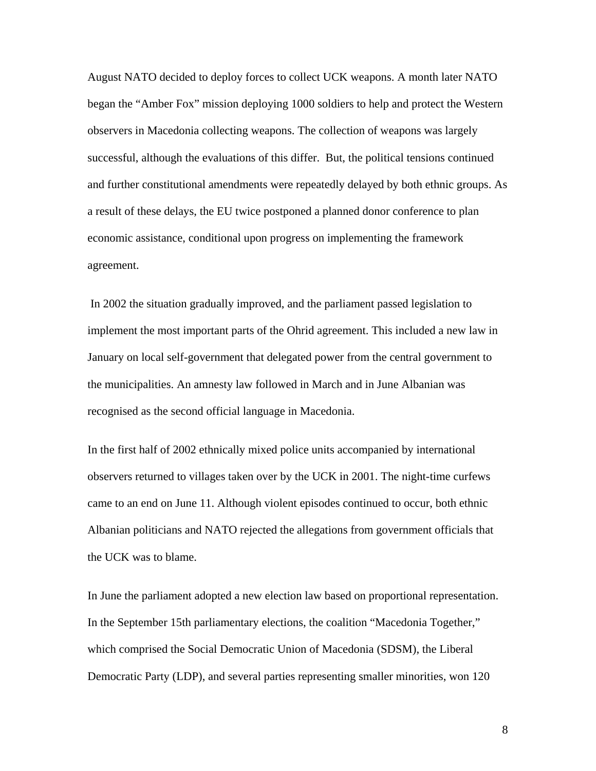August NATO decided to deploy forces to collect UCK weapons. A month later NATO began the "Amber Fox" mission deploying 1000 soldiers to help and protect the Western observers in Macedonia collecting weapons. The collection of weapons was largely successful, although the evaluations of this differ. But, the political tensions continued and further constitutional amendments were repeatedly delayed by both ethnic groups. As a result of these delays, the EU twice postponed a planned donor conference to plan economic assistance, conditional upon progress on implementing the framework agreement.

In 2002 the situation gradually improved, and the parliament passed legislation to implement the most important parts of the Ohrid agreement. This included a new law in January on local self-government that delegated power from the central government to the municipalities. An amnesty law followed in March and in June Albanian was recognised as the second official language in Macedonia.

In the first half of 2002 ethnically mixed police units accompanied by international observers returned to villages taken over by the UCK in 2001. The night-time curfews came to an end on June 11. Although violent episodes continued to occur, both ethnic Albanian politicians and NATO rejected the allegations from government officials that the UCK was to blame.

In June the parliament adopted a new election law based on proportional representation. In the September 15th parliamentary elections, the coalition "Macedonia Together," which comprised the Social Democratic Union of Macedonia (SDSM), the Liberal Democratic Party (LDP), and several parties representing smaller minorities, won 120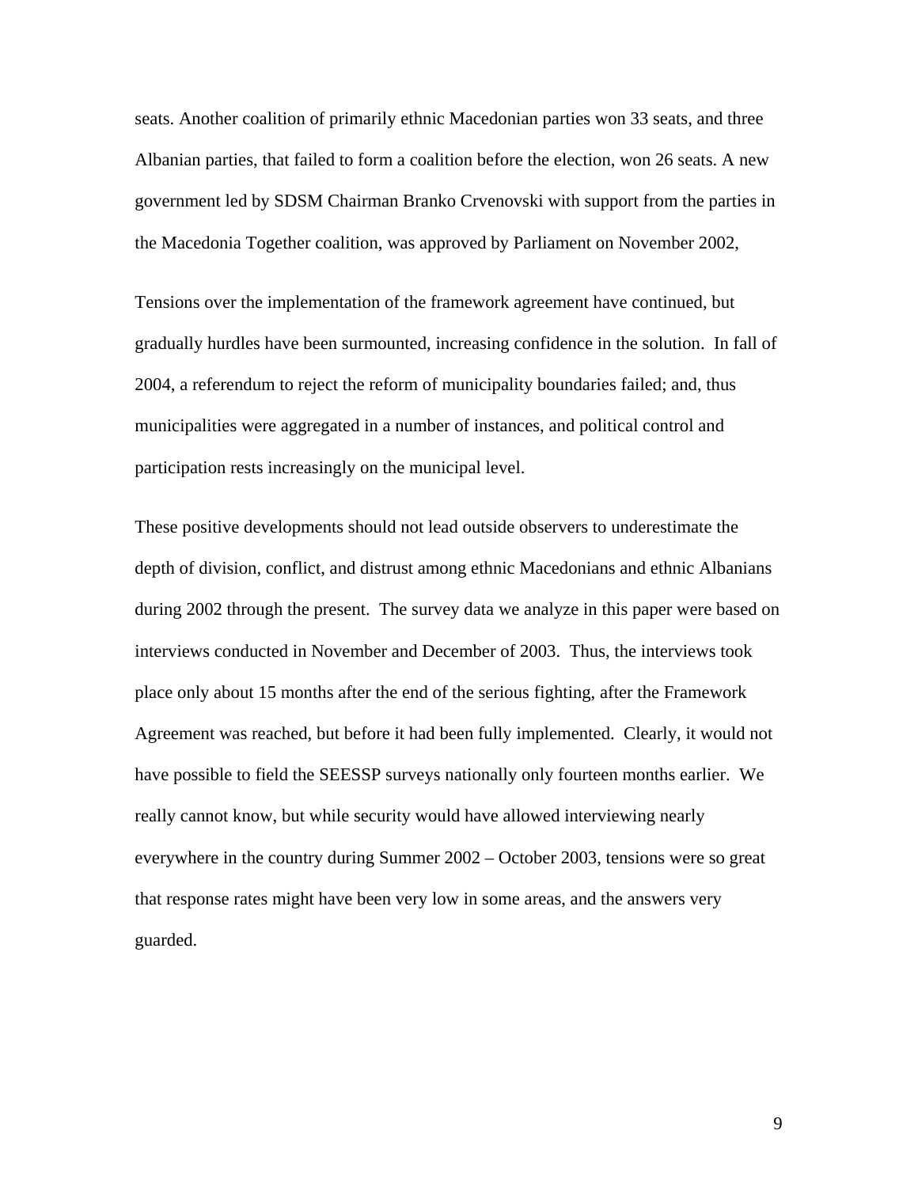seats. Another coalition of primarily ethnic Macedonian parties won 33 seats, and three Albanian parties, that failed to form a coalition before the election, won 26 seats. A new government led by SDSM Chairman Branko Crvenovski with support from the parties in the Macedonia Together coalition, was approved by Parliament on November 2002,

Tensions over the implementation of the framework agreement have continued, but gradually hurdles have been surmounted, increasing confidence in the solution. In fall of 2004, a referendum to reject the reform of municipality boundaries failed; and, thus municipalities were aggregated in a number of instances, and political control and participation rests increasingly on the municipal level.

These positive developments should not lead outside observers to underestimate the depth of division, conflict, and distrust among ethnic Macedonians and ethnic Albanians during 2002 through the present. The survey data we analyze in this paper were based on interviews conducted in November and December of 2003. Thus, the interviews took place only about 15 months after the end of the serious fighting, after the Framework Agreement was reached, but before it had been fully implemented. Clearly, it would not have possible to field the SEESSP surveys nationally only fourteen months earlier. We really cannot know, but while security would have allowed interviewing nearly everywhere in the country during Summer 2002 – October 2003, tensions were so great that response rates might have been very low in some areas, and the answers very guarded.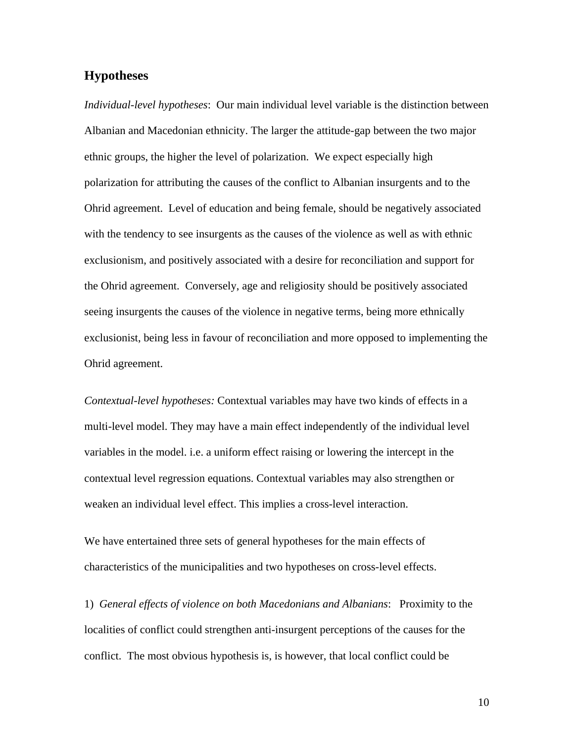## Hypotheses

*Individual-level hypotheses*: Our main individual level variable is the distinction between Albanian and Macedonian ethnicity. The larger the attitude-gap between the two major ethnic groups, the higher the level of polarization. We expect especially high polarization for attributing the causes of the conflict to Albanian insurgents and to the Ohrid agreement. Level of education and being female, should be negatively associated with the tendency to see insurgents as the causes of the violence as well as with ethnic exclusionism, and positively associated with a desire for reconciliation and support for the Ohrid agreement. Conversely, age and religiosity should be positively associated seeing insurgents the causes of the violence in negative terms, being more ethnically exclusionist, being less in favour of reconciliation and more opposed to implementing the Ohrid agreement.

*Contextual-level hypotheses:* Contextual variables may have two kinds of effects in a multi-level model. They may have a main effect independently of the individual level variables in the model. i.e. a uniform effect raising or lowering the intercept in the contextual level regression equations. Contextual variables may also strengthen or weaken an individual level effect. This implies a cross-level interaction.

We have entertained three sets of general hypotheses for the main effects of characteristics of the municipalities and two hypotheses on cross-level effects.

1) *General effects of violence on both Macedonians and Albanians*: Proximity to the localities of conflict could strengthen anti-insurgent perceptions of the causes for the conflict. The most obvious hypothesis is, is however, that local conflict could be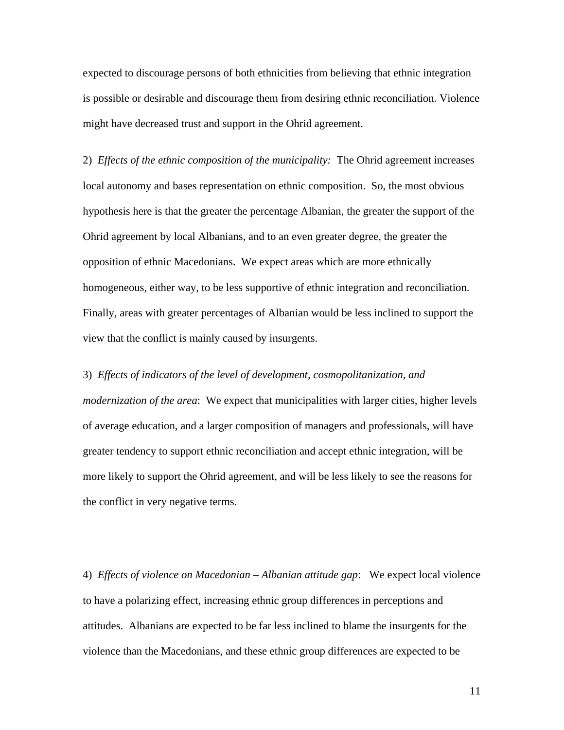expected to discourage persons of both ethnicities from believing that ethnic integration is possible or desirable and discourage them from desiring ethnic reconciliation. Violence might have decreased trust and support in the Ohrid agreement.

2) *Effects of the ethnic composition of the municipality:* The Ohrid agreement increases local autonomy and bases representation on ethnic composition. So, the most obvious hypothesis here is that the greater the percentage Albanian, the greater the support of the Ohrid agreement by local Albanians, and to an even greater degree, the greater the opposition of ethnic Macedonians. We expect areas which are more ethnically homogeneous, either way, to be less supportive of ethnic integration and reconciliation. Finally, areas with greater percentages of Albanian would be less inclined to support the view that the conflict is mainly caused by insurgents.

3) *Effects of indicators of the level of development, cosmopolitanization, and modernization of the area*: We expect that municipalities with larger cities, higher levels of average education, and a larger composition of managers and professionals, will have greater tendency to support ethnic reconciliation and accept ethnic integration, will be more likely to support the Ohrid agreement, and will be less likely to see the reasons for the conflict in very negative terms.

4) *Effects of violence on Macedonian – Albanian attitude gap*: We expect local violence to have a polarizing effect, increasing ethnic group differences in perceptions and attitudes. Albanians are expected to be far less inclined to blame the insurgents for the violence than the Macedonians, and these ethnic group differences are expected to be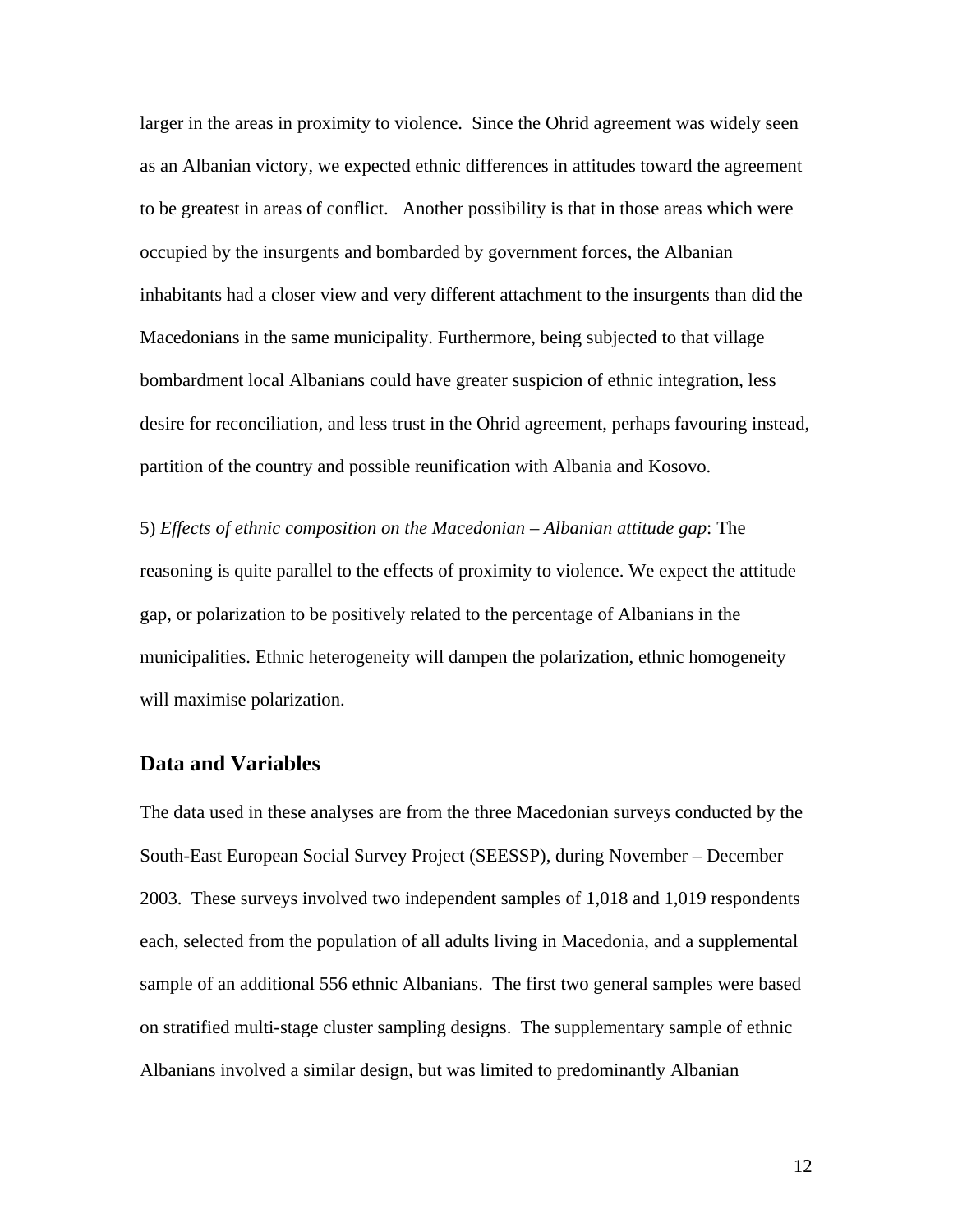larger in the areas in proximity to violence. Since the Ohrid agreement was widely seen as an Albanian victory, we expected ethnic differences in attitudes toward the agreement to be greatest in areas of conflict. Another possibility is that in those areas which were occupied by the insurgents and bombarded by government forces, the Albanian inhabitants had a closer view and very different attachment to the insurgents than did the Macedonians in the same municipality. Furthermore, being subjected to that village bombardment local Albanians could have greater suspicion of ethnic integration, less desire for reconciliation, and less trust in the Ohrid agreement, perhaps favouring instead, partition of the country and possible reunification with Albania and Kosovo.

5) *Effects of ethnic composition on the Macedonian – Albanian attitude gap*: The reasoning is quite parallel to the effects of proximity to violence. We expect the attitude gap, or polarization to be positively related to the percentage of Albanians in the municipalities. Ethnic heterogeneity will dampen the polarization, ethnic homogeneity will maximise polarization.

## Data and Variables

The data used in these analyses are from the three Macedonian surveys conducted by the South-East European Social Survey Project (SEESSP), during November – December 2003. These surveys involved two independent samples of 1,018 and 1,019 respondents each, selected from the population of all adults living in Macedonia, and a supplemental sample of an additional 556 ethnic Albanians. The first two general samples were based on stratified multi-stage cluster sampling designs. The supplementary sample of ethnic Albanians involved a similar design, but was limited to predominantly Albanian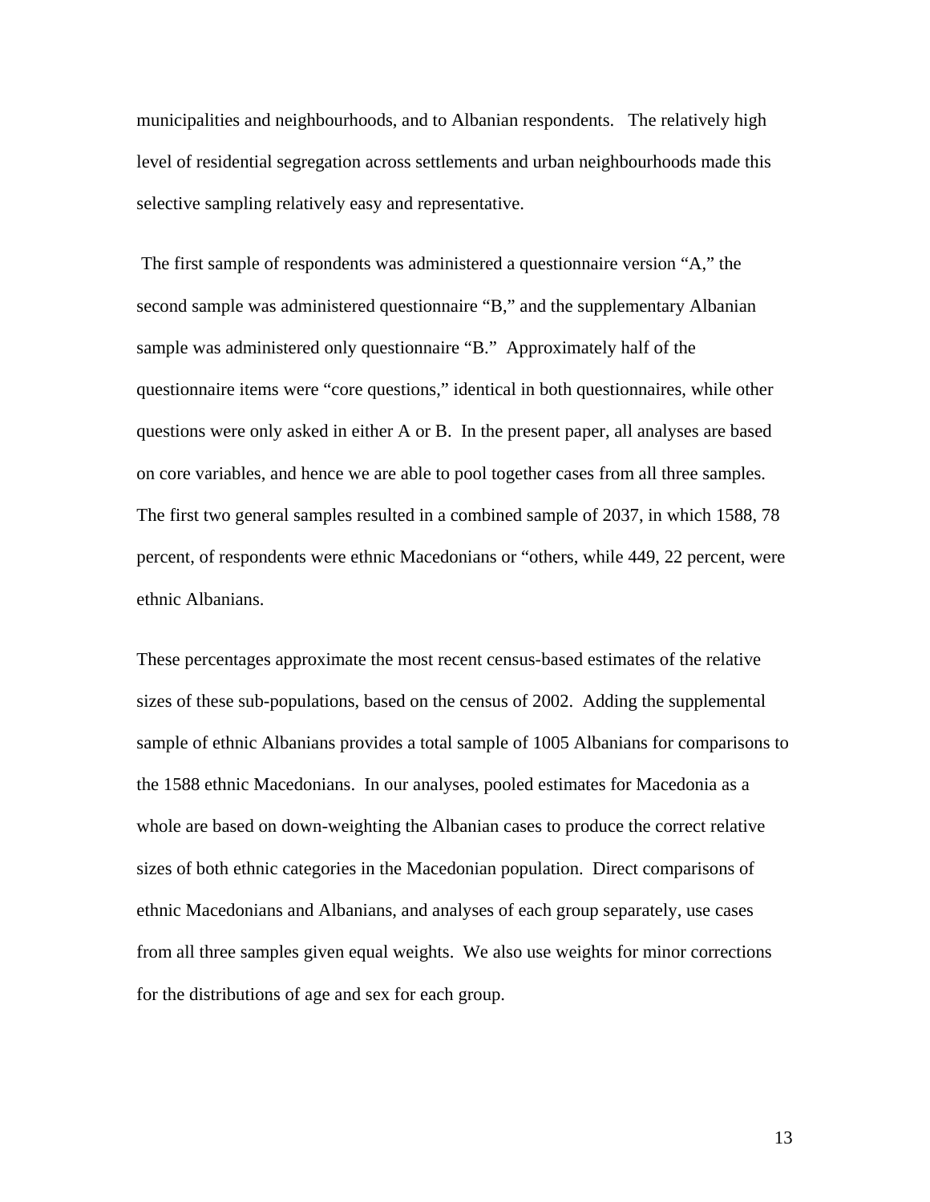municipalities and neighbourhoods, and to Albanian respondents. The relatively high level of residential segregation across settlements and urban neighbourhoods made this selective sampling relatively easy and representative.

The first sample of respondents was administered a questionnaire version "A," the second sample was administered questionnaire "B," and the supplementary Albanian sample was administered only questionnaire "B." Approximately half of the questionnaire items were "core questions," identical in both questionnaires, while other questions were only asked in either A or B. In the present paper, all analyses are based on core variables, and hence we are able to pool together cases from all three samples. The first two general samples resulted in a combined sample of 2037, in which 1588, 78 percent, of respondents were ethnic Macedonians or "others, while 449, 22 percent, were ethnic Albanians.

These percentages approximate the most recent census-based estimates of the relative sizes of these sub-populations, based on the census of 2002. Adding the supplemental sample of ethnic Albanians provides a total sample of 1005 Albanians for comparisons to the 1588 ethnic Macedonians. In our analyses, pooled estimates for Macedonia as a whole are based on down-weighting the Albanian cases to produce the correct relative sizes of both ethnic categories in the Macedonian population. Direct comparisons of ethnic Macedonians and Albanians, and analyses of each group separately, use cases from all three samples given equal weights. We also use weights for minor corrections for the distributions of age and sex for each group.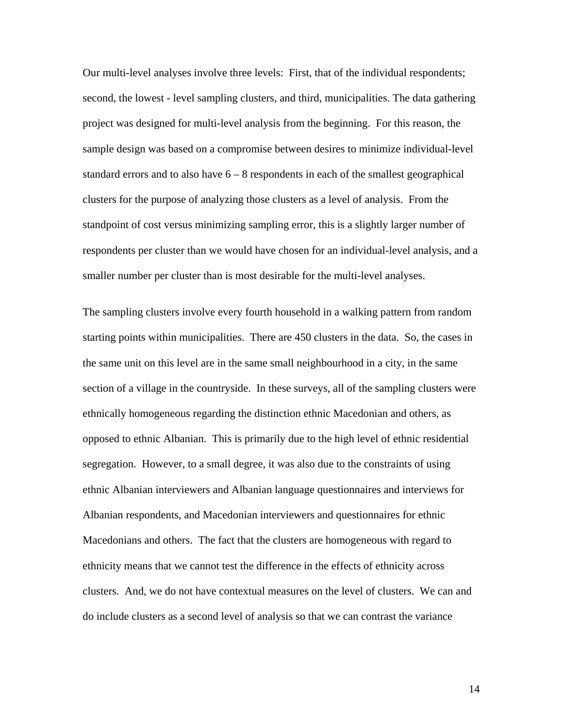Our multi-level analyses involve three levels: First, that of the individual respondents; second, the lowest - level sampling clusters, and third, municipalities. The data gathering project was designed for multi-level analysis from the beginning. For this reason, the sample design was based on a compromise between desires to minimize individual-level standard errors and to also have 6 – 8 respondents in each of the smallest geographical clusters for the purpose of analyzing those clusters as a level of analysis. From the standpoint of cost versus minimizing sampling error, this is a slightly larger number of respondents per cluster than we would have chosen for an individual-level analysis, and a smaller number per cluster than is most desirable for the multi-level analyses.

The sampling clusters involve every fourth household in a walking pattern from random starting points within municipalities. There are 450 clusters in the data. So, the cases in the same unit on this level are in the same small neighbourhood in a city, in the same section of a village in the countryside. In these surveys, all of the sampling clusters were ethnically homogeneous regarding the distinction ethnic Macedonian and others, as opposed to ethnic Albanian. This is primarily due to the high level of ethnic residential segregation. However, to a small degree, it was also due to the constraints of using ethnic Albanian interviewers and Albanian language questionnaires and interviews for Albanian respondents, and Macedonian interviewers and questionnaires for ethnic Macedonians and others. The fact that the clusters are homogeneous with regard to ethnicity means that we cannot test the difference in the effects of ethnicity across clusters. And, we do not have contextual measures on the level of clusters. We can and do include clusters as a second level of analysis so that we can contrast the variance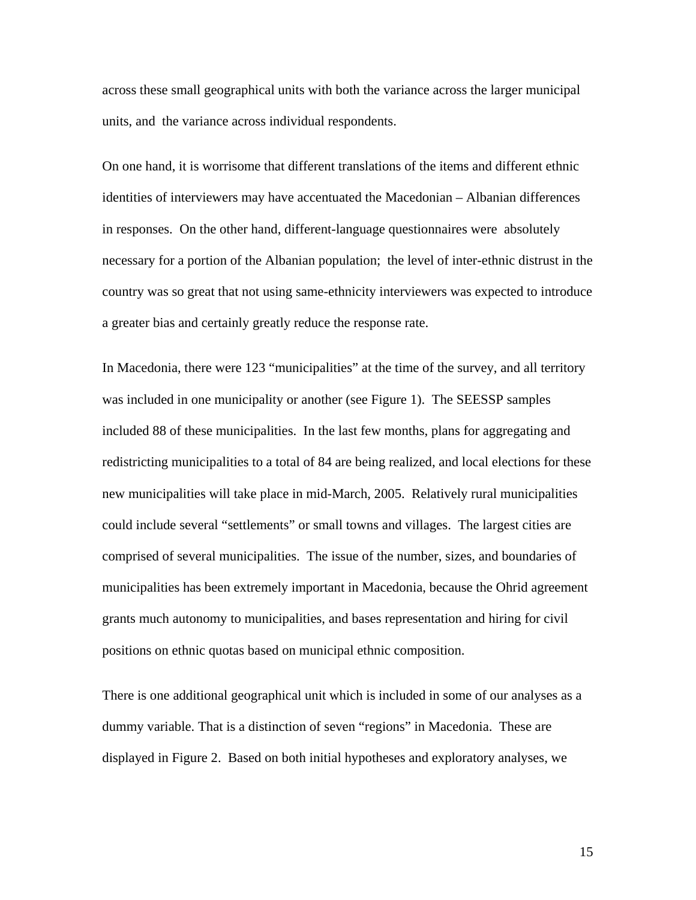across these small geographical units with both the variance across the larger municipal units, and the variance across individual respondents.

On one hand, it is worrisome that different translations of the items and different ethnic identities of interviewers may have accentuated the Macedonian – Albanian differences in responses. On the other hand, different-language questionnaires were absolutely necessary for a portion of the Albanian population; the level of inter-ethnic distrust in the country was so great that not using same-ethnicity interviewers was expected to introduce a greater bias and certainly greatly reduce the response rate.

In Macedonia, there were 123 "municipalities" at the time of the survey, and all territory was included in one municipality or another (see Figure 1). The SEESSP samples included 88 of these municipalities. In the last few months, plans for aggregating and redistricting municipalities to a total of 84 are being realized, and local elections for these new municipalities will take place in mid-March, 2005. Relatively rural municipalities could include several "settlements" or small towns and villages. The largest cities are comprised of several municipalities. The issue of the number, sizes, and boundaries of municipalities has been extremely important in Macedonia, because the Ohrid agreement grants much autonomy to municipalities, and bases representation and hiring for civil positions on ethnic quotas based on municipal ethnic composition.

There is one additional geographical unit which is included in some of our analyses as a dummy variable. That is a distinction of seven "regions" in Macedonia. These are displayed in Figure 2. Based on both initial hypotheses and exploratory analyses, we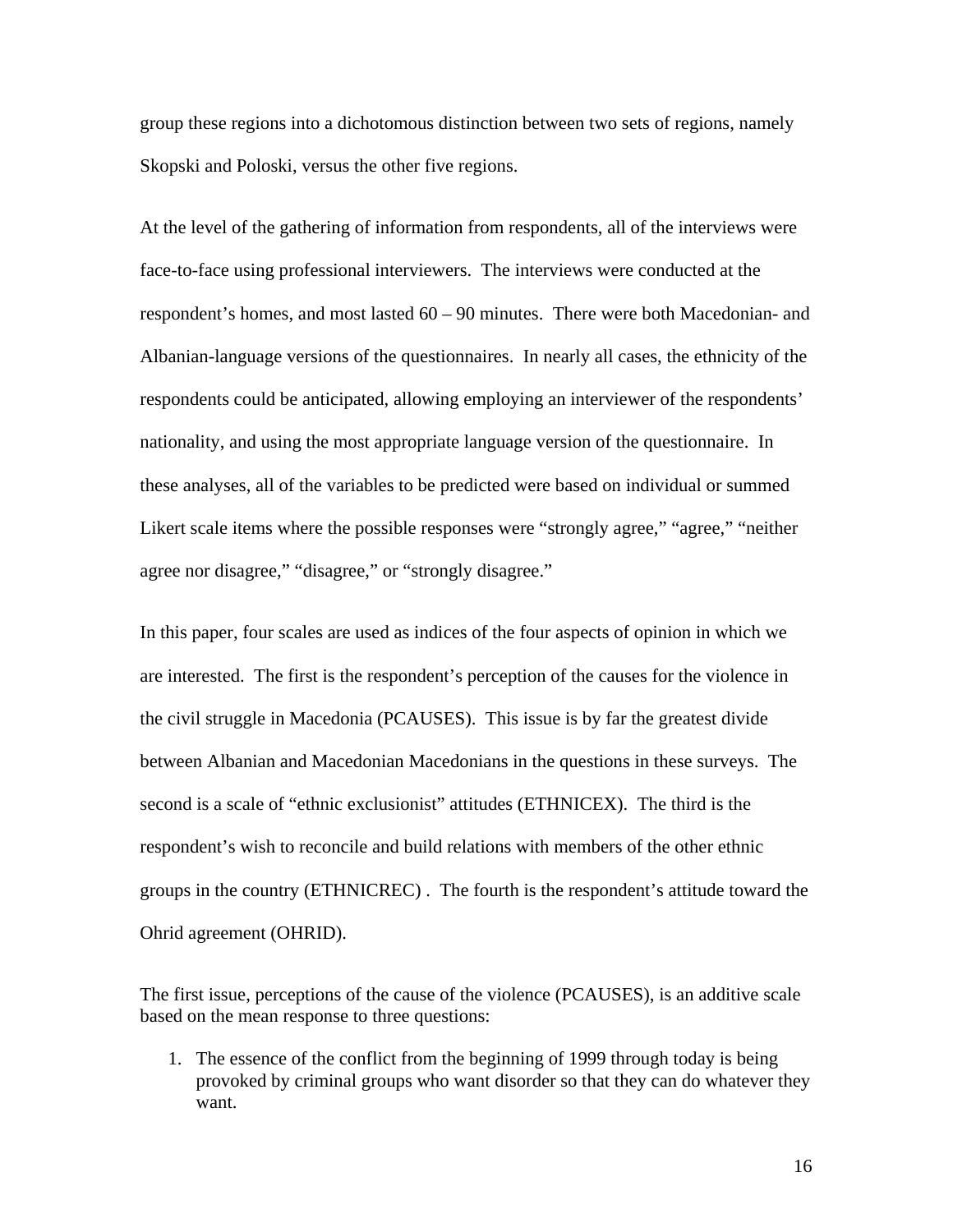group these regions into a dichotomous distinction between two sets of regions, namely Skopski and Poloski, versus the other five regions.

At the level of the gathering of information from respondents, all of the interviews were face-to-face using professional interviewers. The interviews were conducted at the respondent's homes, and most lasted 60 – 90 minutes. There were both Macedonian- and Albanian-language versions of the questionnaires. In nearly all cases, the ethnicity of the respondents could be anticipated, allowing employing an interviewer of the respondents' nationality, and using the most appropriate language version of the questionnaire. In these analyses, all of the variables to be predicted were based on individual or summed Likert scale items where the possible responses were "strongly agree," "agree," "neither agree nor disagree," "disagree," or "strongly disagree."

In this paper, four scales are used as indices of the four aspects of opinion in which we are interested. The first is the respondent's perception of the causes for the violence in the civil struggle in Macedonia (PCAUSES). This issue is by far the greatest divide between Albanian and Macedonian Macedonians in the questions in these surveys. The second is a scale of "ethnic exclusionist" attitudes (ETHNICEX). The third is the respondent's wish to reconcile and build relations with members of the other ethnic groups in the country (ETHNICREC) . The fourth is the respondent's attitude toward the Ohrid agreement (OHRID).

The first issue, perceptions of the cause of the violence (PCAUSES), is an additive scale based on the mean response to three questions:

1. The essence of the conflict from the beginning of 1999 through today is being provoked by criminal groups who want disorder so that they can do whatever they want.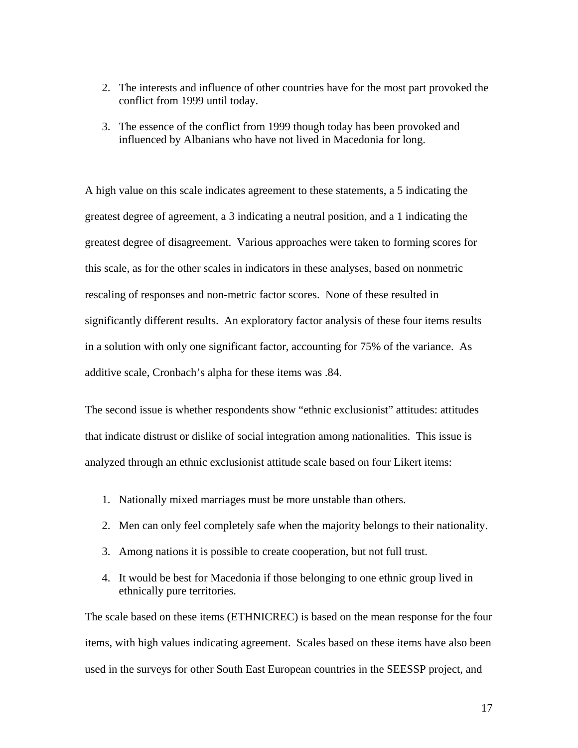2. The interests and influence of other countries have for the most part provoked the conflict from 1999 until today.

3. The essence of the conflict from 1999 though today has been provoked and influenced by Albanians who have not lived in Macedonia for long.

A high value on this scale indicates agreement to these statements, a 5 indicating the greatest degree of agreement, a 3 indicating a neutral position, and a 1 indicating the greatest degree of disagreement. Various approaches were taken to forming scores for this scale, as for the other scales in indicators in these analyses, based on nonmetric rescaling of responses and non-metric factor scores. None of these resulted in significantly different results. An exploratory factor analysis of these four items results in a solution with only one significant factor, accounting for 75% of the variance. As additive scale, Cronbach's alpha for these items was .84.

The second issue is whether respondents show "ethnic exclusionist" attitudes: attitudes that indicate distrust or dislike of social integration among nationalities. This issue is analyzed through an ethnic exclusionist attitude scale based on four Likert items:

1. Nationally mixed marriages must be more unstable than others.
2. Men can only feel completely safe when the majority belongs to their nationality.
3. Among nations it is possible to create cooperation, but not full trust.
4. It would be best for Macedonia if those belonging to one ethnic group lived in ethnically pure territories.

The scale based on these items (ETHNICREC) is based on the mean response for the four items, with high values indicating agreement. Scales based on these items have also been used in the surveys for other South East European countries in the SEESSP project, and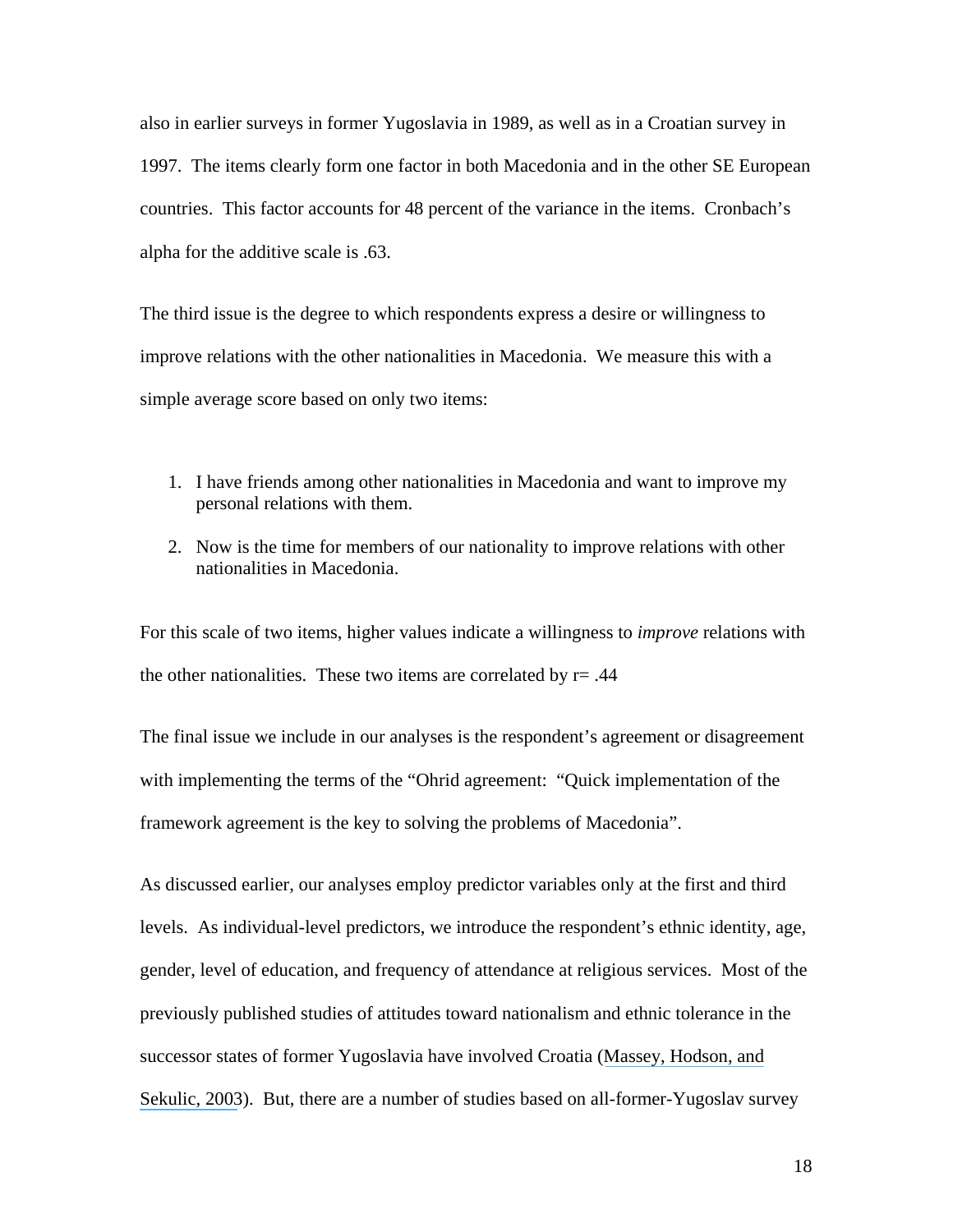also in earlier surveys in former Yugoslavia in 1989, as well as in a Croatian survey in 1997. The items clearly form one factor in both Macedonia and in the other SE European countries. This factor accounts for 48 percent of the variance in the items. Cronbach's alpha for the additive scale is .63.

The third issue is the degree to which respondents express a desire or willingness to improve relations with the other nationalities in Macedonia. We measure this with a simple average score based on only two items:

1. I have friends among other nationalities in Macedonia and want to improve my personal relations with them.
2. Now is the time for members of our nationality to improve relations with other nationalities in Macedonia.

For this scale of two items, higher values indicate a willingness to *improve* relations with the other nationalities. These two items are correlated by r= .44

The final issue we include in our analyses is the respondent's agreement or disagreement with implementing the terms of the "Ohrid agreement: "Quick implementation of the framework agreement is the key to solving the problems of Macedonia".

As discussed earlier, our analyses employ predictor variables only at the first and third levels. As individual-level predictors, we introduce the respondent's ethnic identity, age, gender, level of education, and frequency of attendance at religious services. Most of the previously published studies of attitudes toward nationalism and ethnic tolerance in the successor states of former Yugoslavia have involved Croatia (Massey, Hodson, and Sekulic, 2003). But, there are a number of studies based on all-former-Yugoslav survey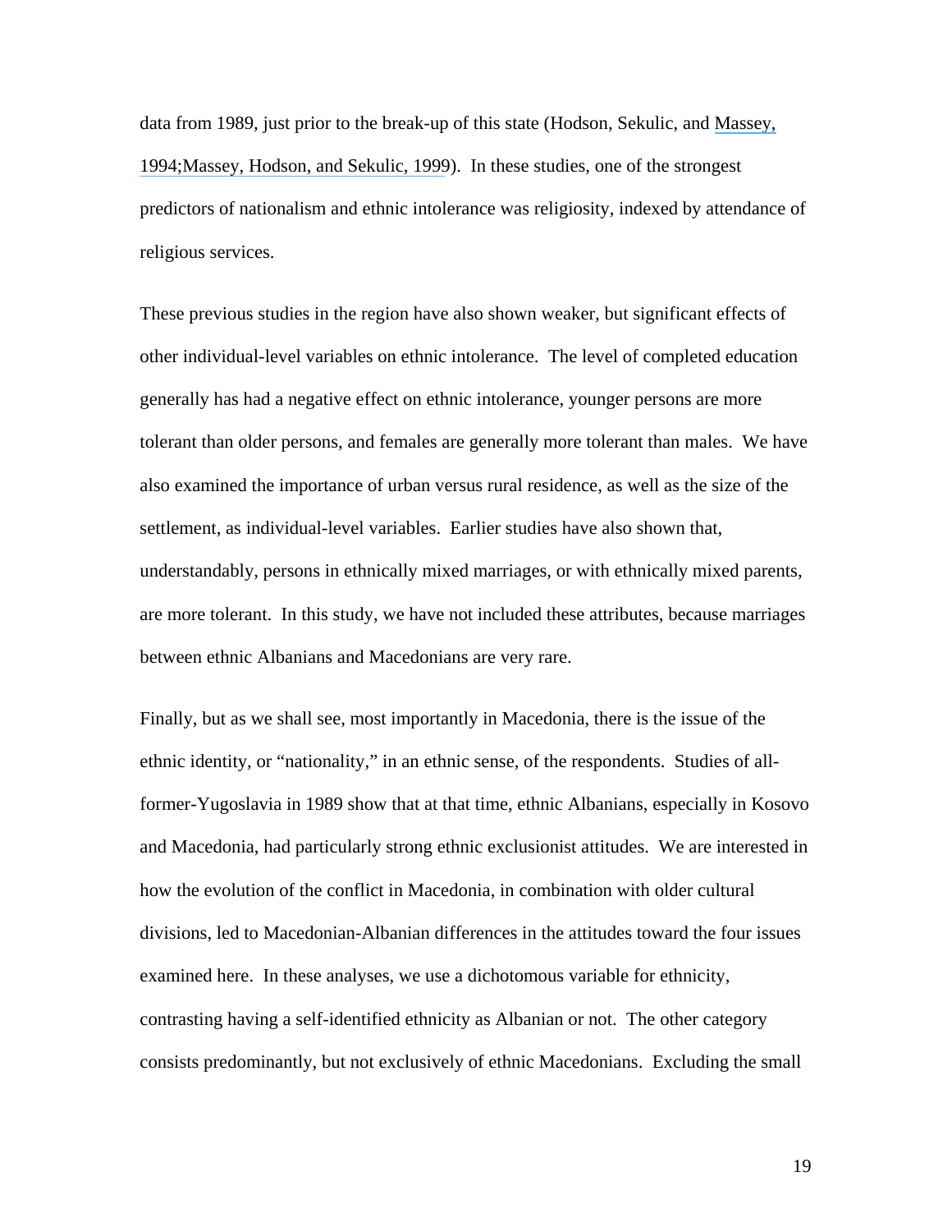data from 1989, just prior to the break-up of this state (Hodson, Sekulic, and Massey, 1994;Massey, Hodson, and Sekulic, 1999). In these studies, one of the strongest predictors of nationalism and ethnic intolerance was religiosity, indexed by attendance of religious services.

These previous studies in the region have also shown weaker, but significant effects of other individual-level variables on ethnic intolerance. The level of completed education generally has had a negative effect on ethnic intolerance, younger persons are more tolerant than older persons, and females are generally more tolerant than males. We have also examined the importance of urban versus rural residence, as well as the size of the settlement, as individual-level variables. Earlier studies have also shown that, understandably, persons in ethnically mixed marriages, or with ethnically mixed parents, are more tolerant. In this study, we have not included these attributes, because marriages between ethnic Albanians and Macedonians are very rare.

Finally, but as we shall see, most importantly in Macedonia, there is the issue of the ethnic identity, or "nationality," in an ethnic sense, of the respondents. Studies of all-former-Yugoslavia in 1989 show that at that time, ethnic Albanians, especially in Kosovo and Macedonia, had particularly strong ethnic exclusionist attitudes. We are interested in how the evolution of the conflict in Macedonia, in combination with older cultural divisions, led to Macedonian-Albanian differences in the attitudes toward the four issues examined here. In these analyses, we use a dichotomous variable for ethnicity, contrasting having a self-identified ethnicity as Albanian or not. The other category consists predominantly, but not exclusively of ethnic Macedonians. Excluding the small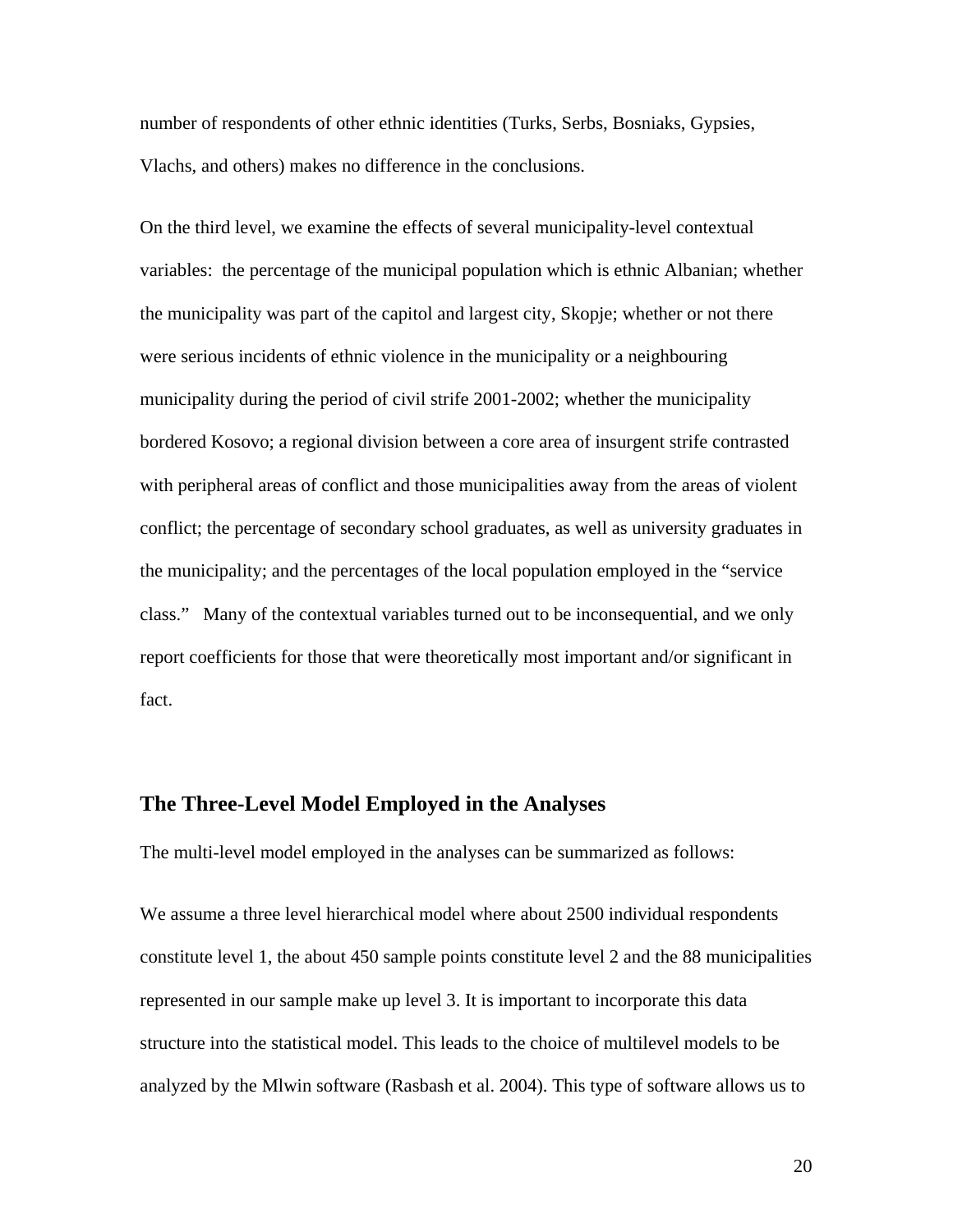number of respondents of other ethnic identities (Turks, Serbs, Bosniaks, Gypsies, Vlachs, and others) makes no difference in the conclusions.

On the third level, we examine the effects of several municipality-level contextual variables: the percentage of the municipal population which is ethnic Albanian; whether the municipality was part of the capitol and largest city, Skopje; whether or not there were serious incidents of ethnic violence in the municipality or a neighbouring municipality during the period of civil strife 2001-2002; whether the municipality bordered Kosovo; a regional division between a core area of insurgent strife contrasted with peripheral areas of conflict and those municipalities away from the areas of violent conflict; the percentage of secondary school graduates, as well as university graduates in the municipality; and the percentages of the local population employed in the "service class." Many of the contextual variables turned out to be inconsequential, and we only report coefficients for those that were theoretically most important and/or significant in fact.

## The Three-Level Model Employed in the Analyses

The multi-level model employed in the analyses can be summarized as follows:

We assume a three level hierarchical model where about 2500 individual respondents constitute level 1, the about 450 sample points constitute level 2 and the 88 municipalities represented in our sample make up level 3. It is important to incorporate this data structure into the statistical model. This leads to the choice of multilevel models to be analyzed by the Mlwin software (Rasbash et al. 2004). This type of software allows us to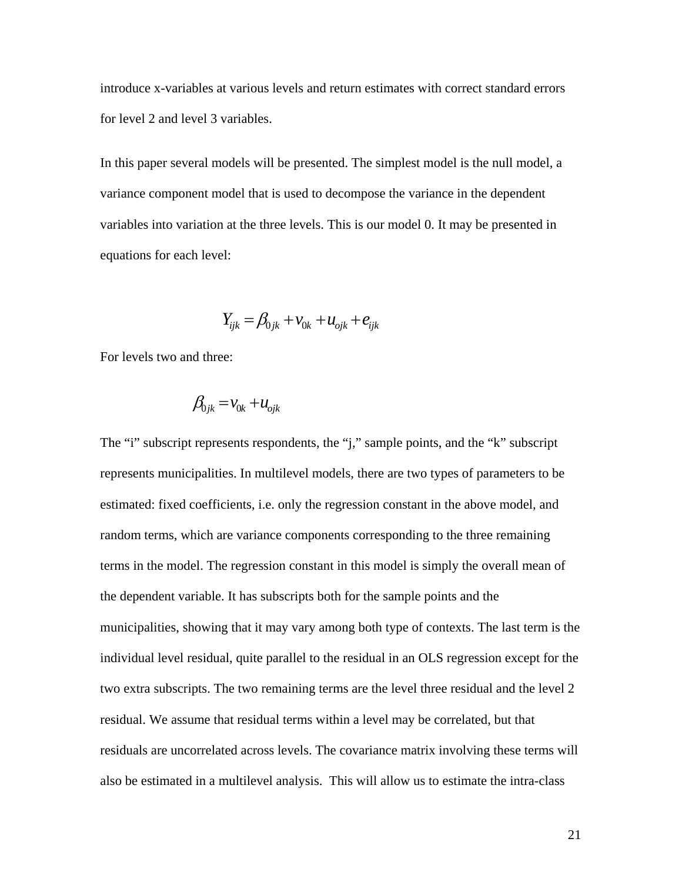introduce x-variables at various levels and return estimates with correct standard errors for level 2 and level 3 variables.

In this paper several models will be presented. The simplest model is the null model, a variance component model that is used to decompose the variance in the dependent variables into variation at the three levels. This is our model 0. It may be presented in equations for each level:

$$Y_{ijk} = \beta_{0jk} + v_{0k} + u_{ojk} + e_{ijk}$$

For levels two and three:

$$\beta_{0jk} = v_{0k} + u_{ojk}$$

The “i” subscript represents respondents, the “j,” sample points, and the “k” subscript represents municipalities. In multilevel models, there are two types of parameters to be estimated: fixed coefficients, i.e. only the regression constant in the above model, and random terms, which are variance components corresponding to the three remaining terms in the model. The regression constant in this model is simply the overall mean of the dependent variable. It has subscripts both for the sample points and the municipalities, showing that it may vary among both type of contexts. The last term is the individual level residual, quite parallel to the residual in an OLS regression except for the two extra subscripts. The two remaining terms are the level three residual and the level 2 residual. We assume that residual terms within a level may be correlated, but that residuals are uncorrelated across levels. The covariance matrix involving these terms will also be estimated in a multilevel analysis. This will allow us to estimate the intra-class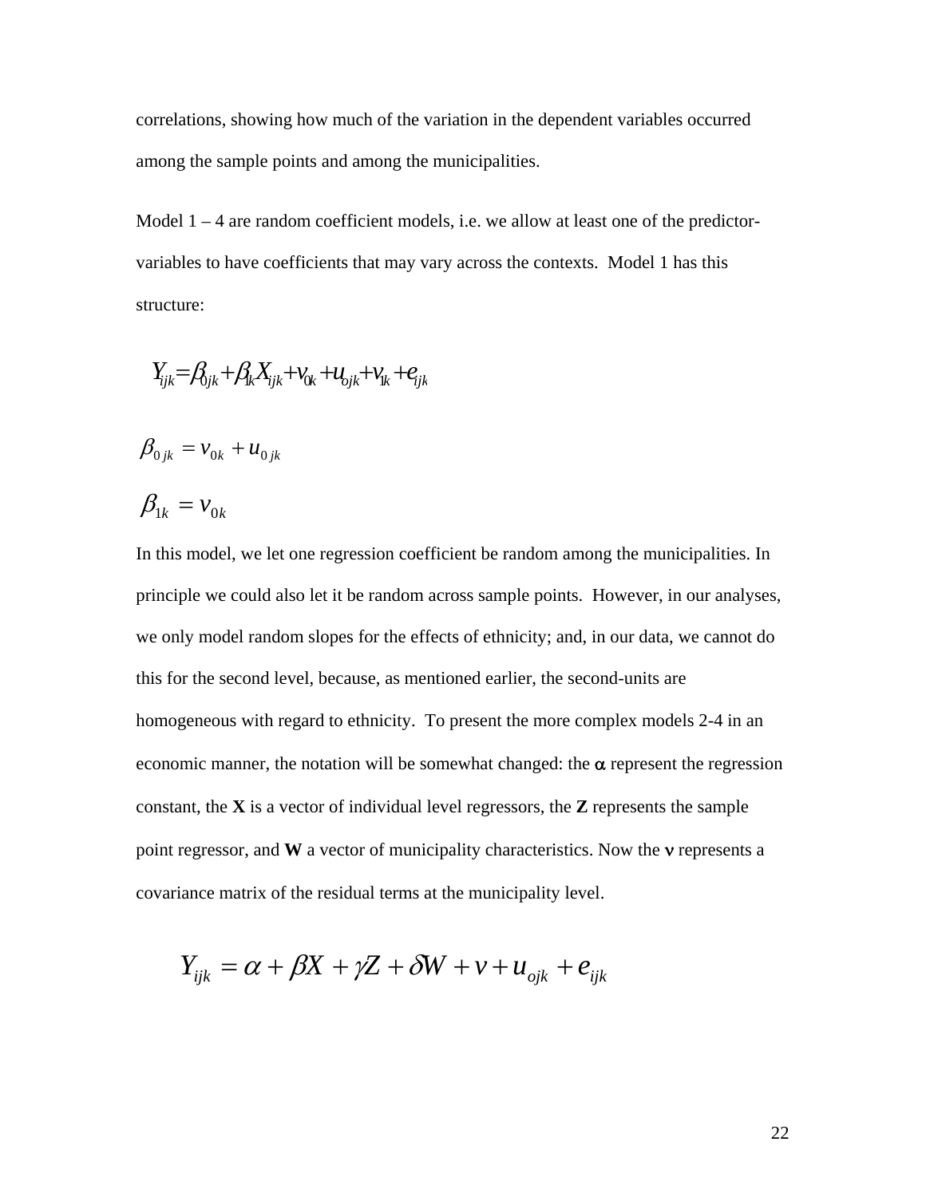correlations, showing how much of the variation in the dependent variables occurred among the sample points and among the municipalities.

Model 1 – 4 are random coefficient models, i.e. we allow at least one of the predictor-variables to have coefficients that may vary across the contexts.  Model 1 has this structure:

$$Y_{ijk} = \beta_{0jk} + \beta_{1k} X_{ijk} + v_{0k} + u_{ojk} + v_{1k} + e_{ijk}$$

$$\beta_{0jk} = v_{0k} + u_{0jk}$$

$$\beta_{1k} = v_{0k}$$

In this model, we let one regression coefficient be random among the municipalities. In principle we could also let it be random across sample points.  However, in our analyses, we only model random slopes for the effects of ethnicity; and, in our data, we cannot do this for the second level, because, as mentioned earlier, the second-units are homogeneous with regard to ethnicity.  To present the more complex models 2-4 in an economic manner, the notation will be somewhat changed: the $\alpha$ represent the regression constant, the **X** is a vector of individual level regressors, the **Z** represents the sample point regressor, and **W** a vector of municipality characteristics. Now the $\nu$ represents a covariance matrix of the residual terms at the municipality level.

$$Y_{ijk} = \alpha + \beta X + \gamma Z + \delta W + v + u_{ojk} + e_{ijk}$$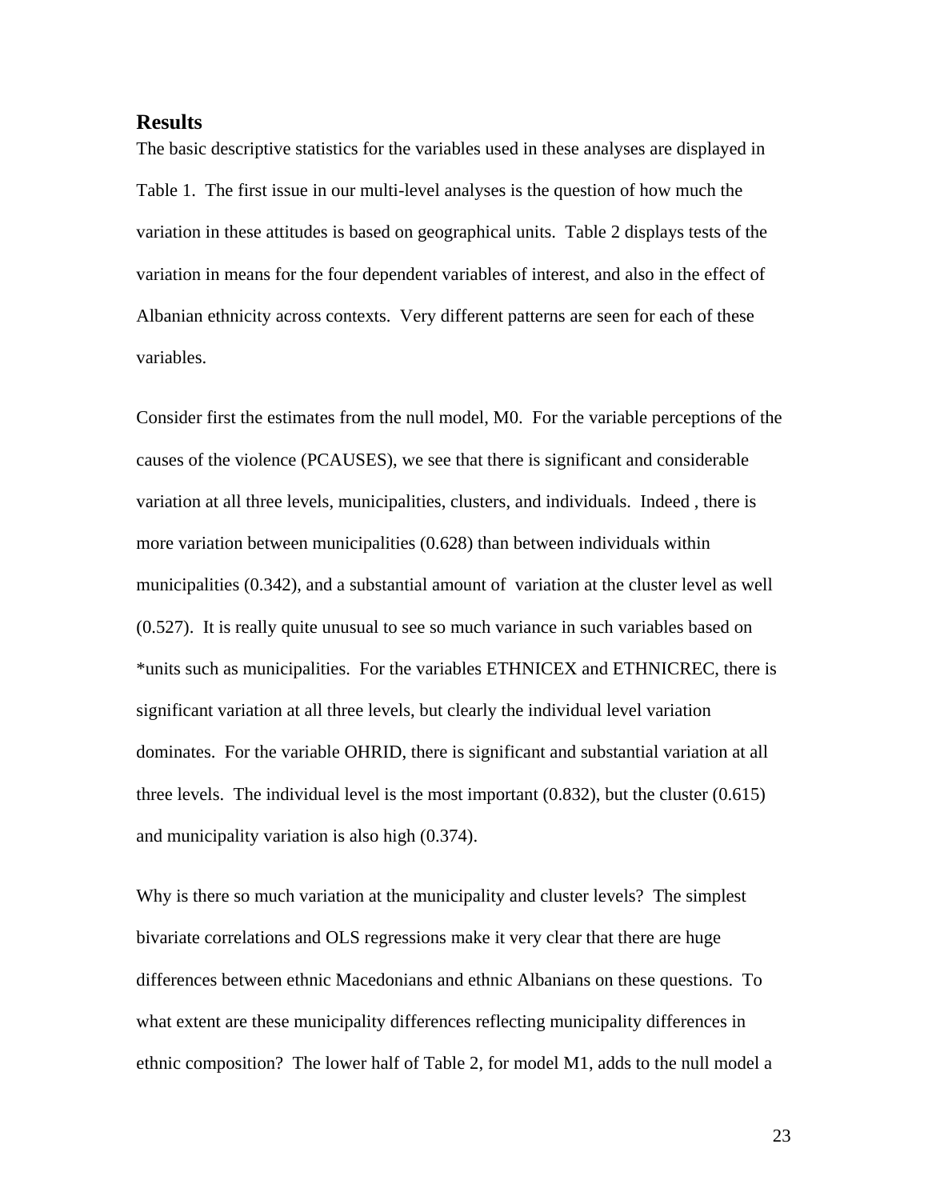## Results

The basic descriptive statistics for the variables used in these analyses are displayed in Table 1. The first issue in our multi-level analyses is the question of how much the variation in these attitudes is based on geographical units. Table 2 displays tests of the variation in means for the four dependent variables of interest, and also in the effect of Albanian ethnicity across contexts. Very different patterns are seen for each of these variables.

Consider first the estimates from the null model, M0. For the variable perceptions of the causes of the violence (PCAUSES), we see that there is significant and considerable variation at all three levels, municipalities, clusters, and individuals. Indeed , there is more variation between municipalities (0.628) than between individuals within municipalities (0.342), and a substantial amount of variation at the cluster level as well (0.527). It is really quite unusual to see so much variance in such variables based on *units such as municipalities. For the variables ETHNICEX and ETHNICREC, there is significant variation at all three levels, but clearly the individual level variation dominates. For the variable OHRID, there is significant and substantial variation at all three levels. The individual level is the most important (0.832), but the cluster (0.615) and municipality variation is also high (0.374).

Why is there so much variation at the municipality and cluster levels? The simplest bivariate correlations and OLS regressions make it very clear that there are huge differences between ethnic Macedonians and ethnic Albanians on these questions. To what extent are these municipality differences reflecting municipality differences in ethnic composition? The lower half of Table 2, for model M1, adds to the null model a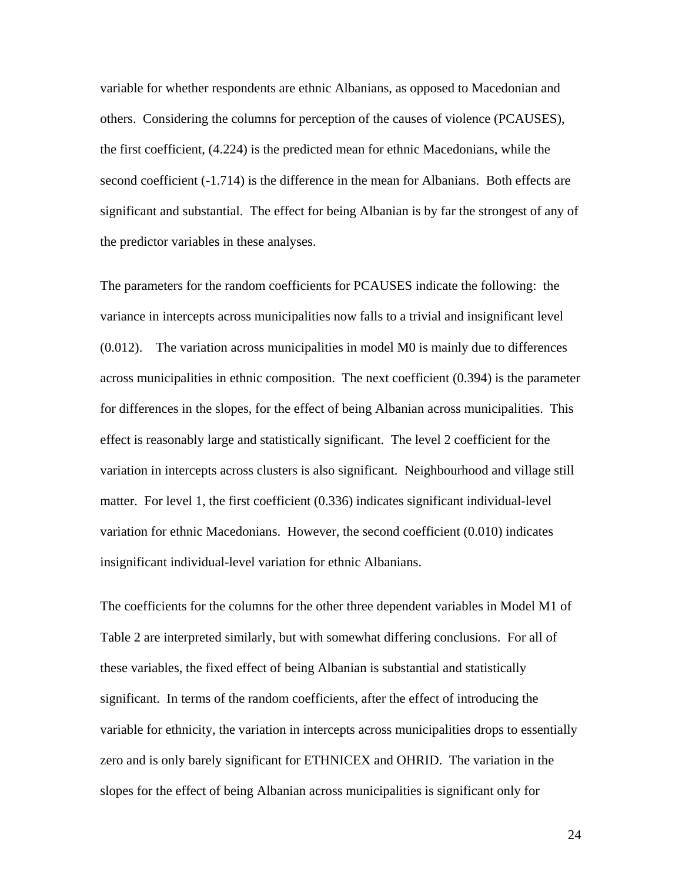variable for whether respondents are ethnic Albanians, as opposed to Macedonian and others. Considering the columns for perception of the causes of violence (PCAUSES), the first coefficient, (4.224) is the predicted mean for ethnic Macedonians, while the second coefficient (-1.714) is the difference in the mean for Albanians. Both effects are significant and substantial. The effect for being Albanian is by far the strongest of any of the predictor variables in these analyses.

The parameters for the random coefficients for PCAUSES indicate the following: the variance in intercepts across municipalities now falls to a trivial and insignificant level (0.012). The variation across municipalities in model M0 is mainly due to differences across municipalities in ethnic composition. The next coefficient (0.394) is the parameter for differences in the slopes, for the effect of being Albanian across municipalities. This effect is reasonably large and statistically significant. The level 2 coefficient for the variation in intercepts across clusters is also significant. Neighbourhood and village still matter. For level 1, the first coefficient (0.336) indicates significant individual-level variation for ethnic Macedonians. However, the second coefficient (0.010) indicates insignificant individual-level variation for ethnic Albanians.

The coefficients for the columns for the other three dependent variables in Model M1 of Table 2 are interpreted similarly, but with somewhat differing conclusions. For all of these variables, the fixed effect of being Albanian is substantial and statistically significant. In terms of the random coefficients, after the effect of introducing the variable for ethnicity, the variation in intercepts across municipalities drops to essentially zero and is only barely significant for ETHNICEX and OHRID. The variation in the slopes for the effect of being Albanian across municipalities is significant only for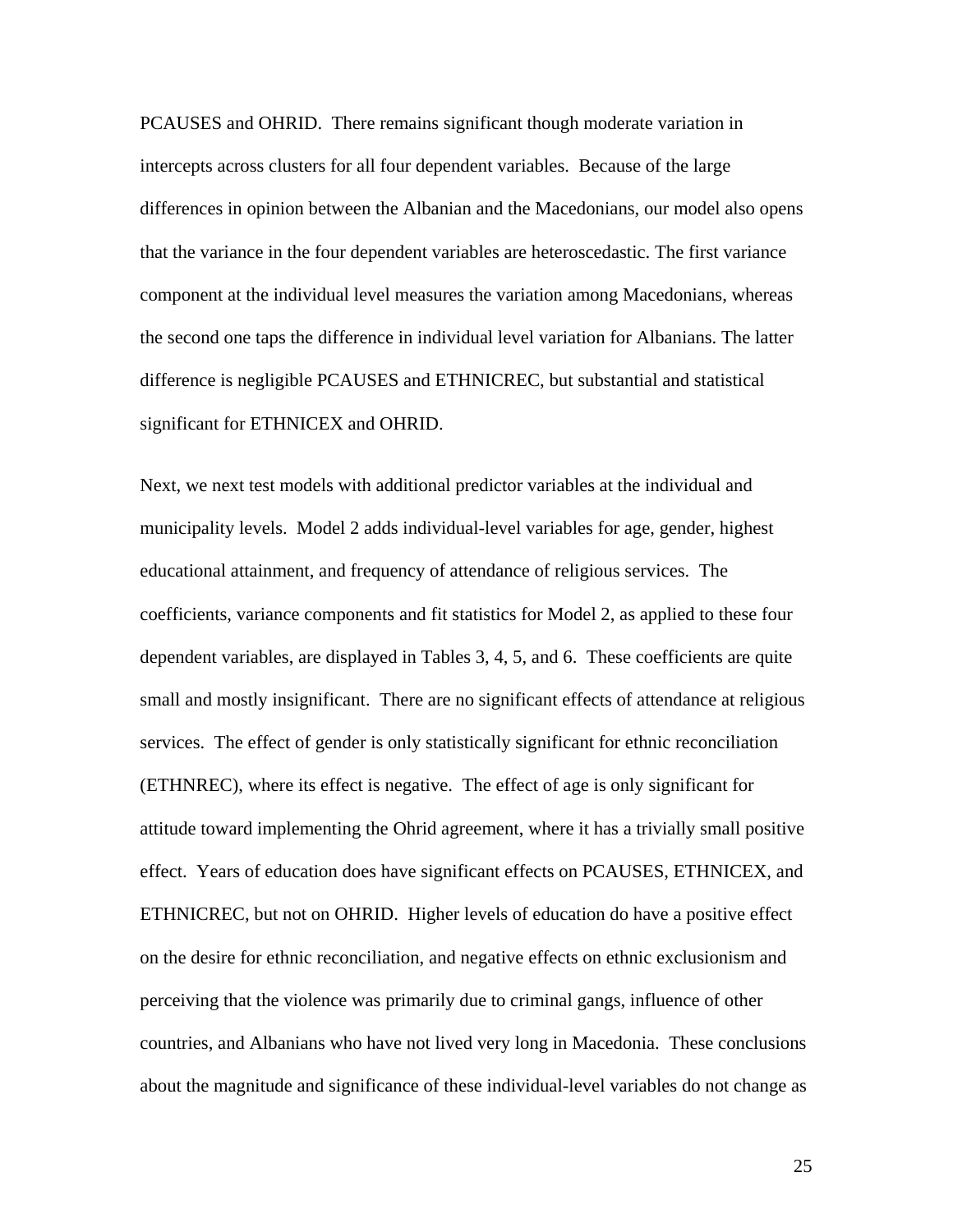PCAUSES and OHRID. There remains significant though moderate variation in intercepts across clusters for all four dependent variables. Because of the large differences in opinion between the Albanian and the Macedonians, our model also opens that the variance in the four dependent variables are heteroscedastic. The first variance component at the individual level measures the variation among Macedonians, whereas the second one taps the difference in individual level variation for Albanians. The latter difference is negligible PCAUSES and ETHNICREC, but substantial and statistical significant for ETHNICEX and OHRID.

Next, we next test models with additional predictor variables at the individual and municipality levels. Model 2 adds individual-level variables for age, gender, highest educational attainment, and frequency of attendance of religious services. The coefficients, variance components and fit statistics for Model 2, as applied to these four dependent variables, are displayed in Tables 3, 4, 5, and 6. These coefficients are quite small and mostly insignificant. There are no significant effects of attendance at religious services. The effect of gender is only statistically significant for ethnic reconciliation (ETHNREC), where its effect is negative. The effect of age is only significant for attitude toward implementing the Ohrid agreement, where it has a trivially small positive effect. Years of education does have significant effects on PCAUSES, ETHNICEX, and ETHNICREC, but not on OHRID. Higher levels of education do have a positive effect on the desire for ethnic reconciliation, and negative effects on ethnic exclusionism and perceiving that the violence was primarily due to criminal gangs, influence of other countries, and Albanians who have not lived very long in Macedonia. These conclusions about the magnitude and significance of these individual-level variables do not change as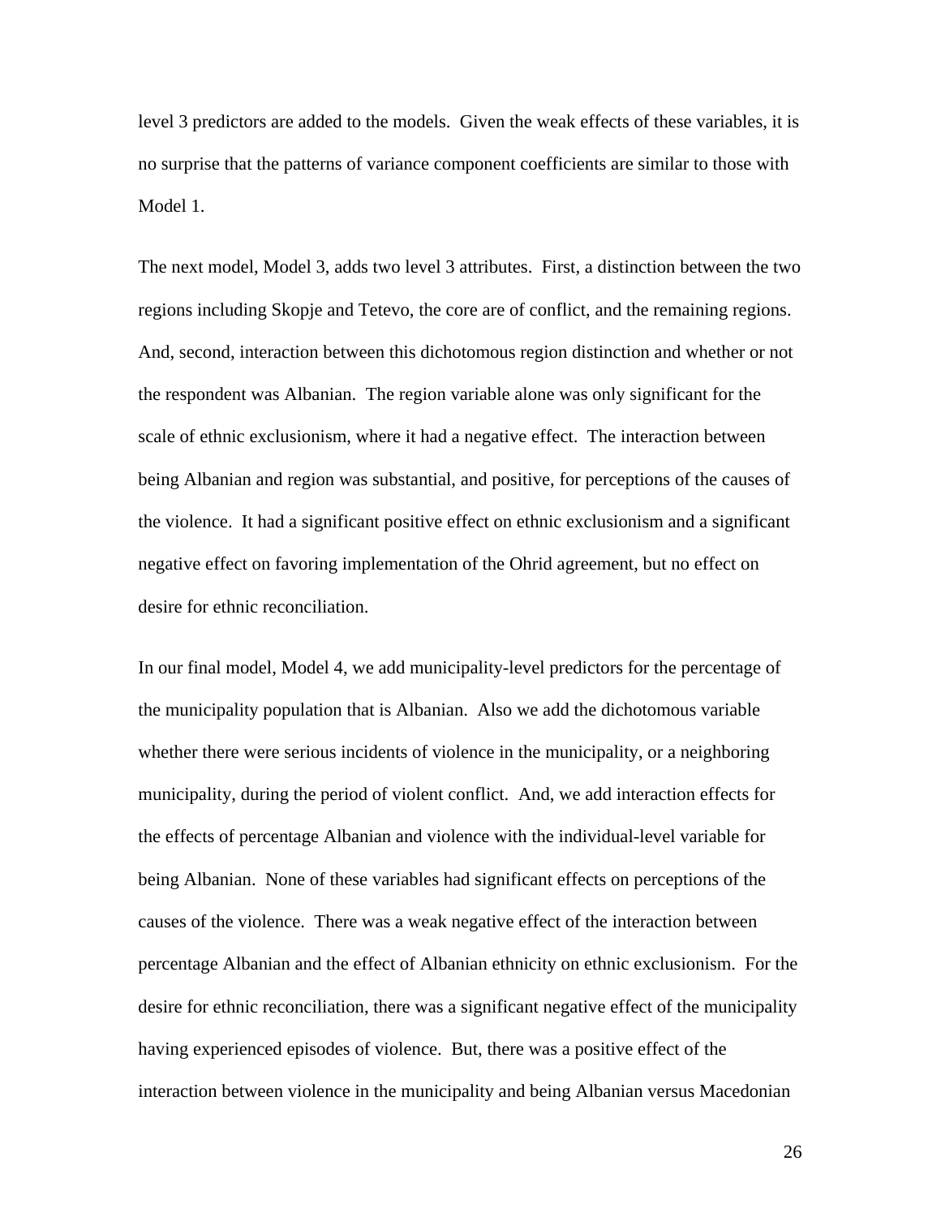level 3 predictors are added to the models. Given the weak effects of these variables, it is no surprise that the patterns of variance component coefficients are similar to those with Model 1.

The next model, Model 3, adds two level 3 attributes. First, a distinction between the two regions including Skopje and Tetevo, the core are of conflict, and the remaining regions. And, second, interaction between this dichotomous region distinction and whether or not the respondent was Albanian. The region variable alone was only significant for the scale of ethnic exclusionism, where it had a negative effect. The interaction between being Albanian and region was substantial, and positive, for perceptions of the causes of the violence. It had a significant positive effect on ethnic exclusionism and a significant negative effect on favoring implementation of the Ohrid agreement, but no effect on desire for ethnic reconciliation.

In our final model, Model 4, we add municipality-level predictors for the percentage of the municipality population that is Albanian. Also we add the dichotomous variable whether there were serious incidents of violence in the municipality, or a neighboring municipality, during the period of violent conflict. And, we add interaction effects for the effects of percentage Albanian and violence with the individual-level variable for being Albanian. None of these variables had significant effects on perceptions of the causes of the violence. There was a weak negative effect of the interaction between percentage Albanian and the effect of Albanian ethnicity on ethnic exclusionism. For the desire for ethnic reconciliation, there was a significant negative effect of the municipality having experienced episodes of violence. But, there was a positive effect of the interaction between violence in the municipality and being Albanian versus Macedonian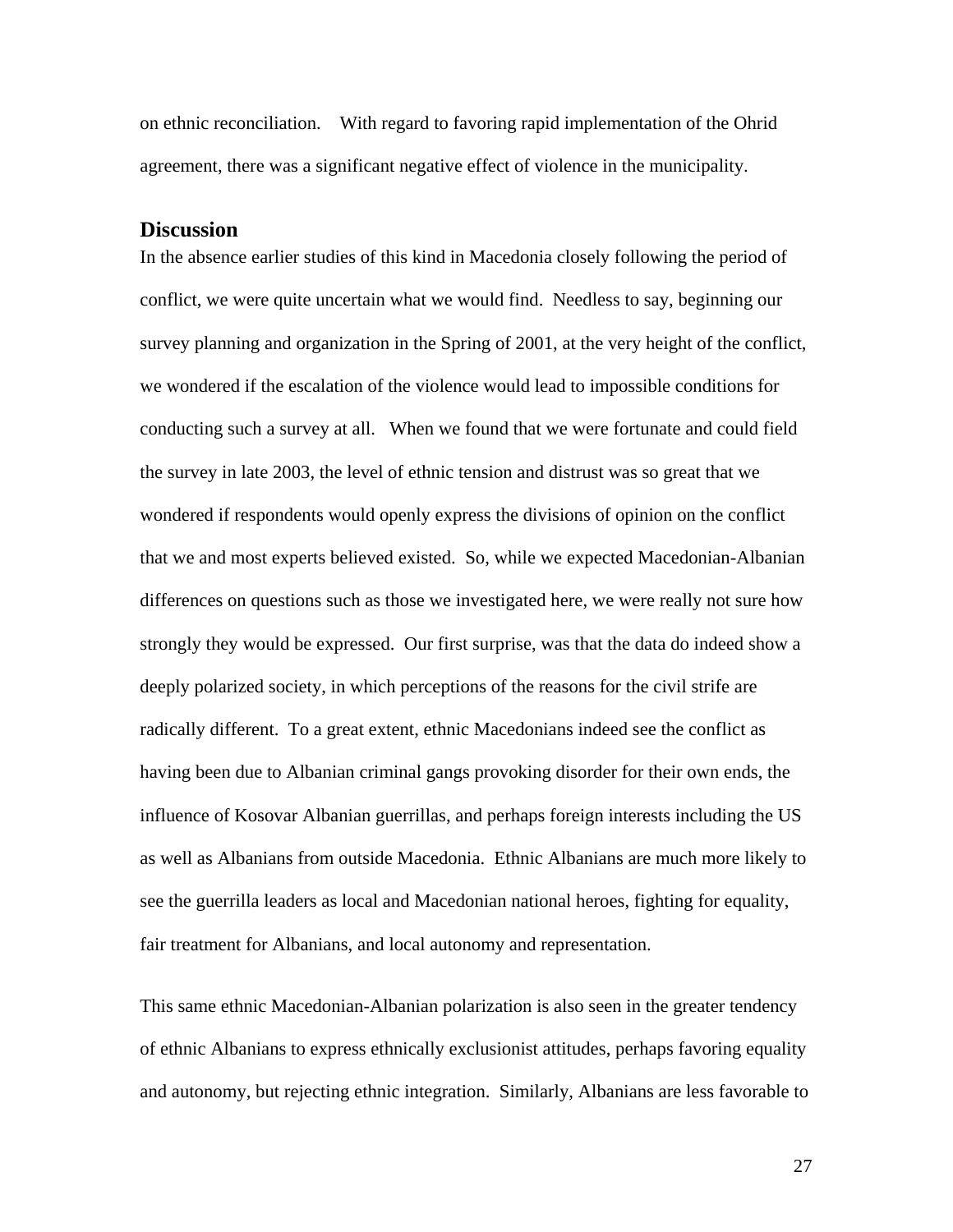on ethnic reconciliation. With regard to favoring rapid implementation of the Ohrid agreement, there was a significant negative effect of violence in the municipality.

## Discussion

In the absence earlier studies of this kind in Macedonia closely following the period of conflict, we were quite uncertain what we would find. Needless to say, beginning our survey planning and organization in the Spring of 2001, at the very height of the conflict, we wondered if the escalation of the violence would lead to impossible conditions for conducting such a survey at all. When we found that we were fortunate and could field the survey in late 2003, the level of ethnic tension and distrust was so great that we wondered if respondents would openly express the divisions of opinion on the conflict that we and most experts believed existed. So, while we expected Macedonian-Albanian differences on questions such as those we investigated here, we were really not sure how strongly they would be expressed. Our first surprise, was that the data do indeed show a deeply polarized society, in which perceptions of the reasons for the civil strife are radically different. To a great extent, ethnic Macedonians indeed see the conflict as having been due to Albanian criminal gangs provoking disorder for their own ends, the influence of Kosovar Albanian guerrillas, and perhaps foreign interests including the US as well as Albanians from outside Macedonia. Ethnic Albanians are much more likely to see the guerrilla leaders as local and Macedonian national heroes, fighting for equality, fair treatment for Albanians, and local autonomy and representation.

This same ethnic Macedonian-Albanian polarization is also seen in the greater tendency of ethnic Albanians to express ethnically exclusionist attitudes, perhaps favoring equality and autonomy, but rejecting ethnic integration. Similarly, Albanians are less favorable to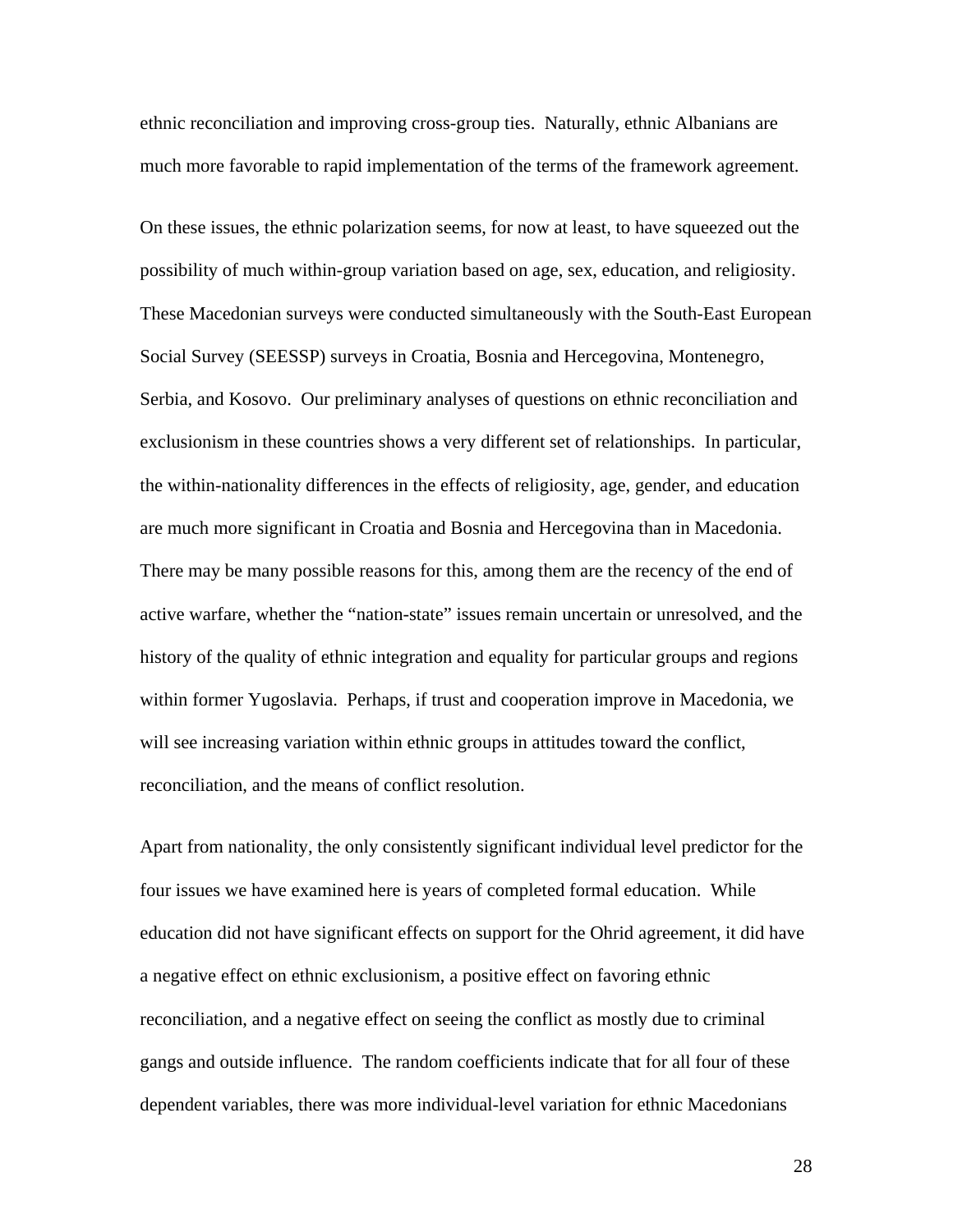ethnic reconciliation and improving cross-group ties. Naturally, ethnic Albanians are much more favorable to rapid implementation of the terms of the framework agreement.

On these issues, the ethnic polarization seems, for now at least, to have squeezed out the possibility of much within-group variation based on age, sex, education, and religiosity. These Macedonian surveys were conducted simultaneously with the South-East European Social Survey (SEESSP) surveys in Croatia, Bosnia and Hercegovina, Montenegro, Serbia, and Kosovo. Our preliminary analyses of questions on ethnic reconciliation and exclusionism in these countries shows a very different set of relationships. In particular, the within-nationality differences in the effects of religiosity, age, gender, and education are much more significant in Croatia and Bosnia and Hercegovina than in Macedonia. There may be many possible reasons for this, among them are the recency of the end of active warfare, whether the "nation-state" issues remain uncertain or unresolved, and the history of the quality of ethnic integration and equality for particular groups and regions within former Yugoslavia. Perhaps, if trust and cooperation improve in Macedonia, we will see increasing variation within ethnic groups in attitudes toward the conflict, reconciliation, and the means of conflict resolution.

Apart from nationality, the only consistently significant individual level predictor for the four issues we have examined here is years of completed formal education. While education did not have significant effects on support for the Ohrid agreement, it did have a negative effect on ethnic exclusionism, a positive effect on favoring ethnic reconciliation, and a negative effect on seeing the conflict as mostly due to criminal gangs and outside influence. The random coefficients indicate that for all four of these dependent variables, there was more individual-level variation for ethnic Macedonians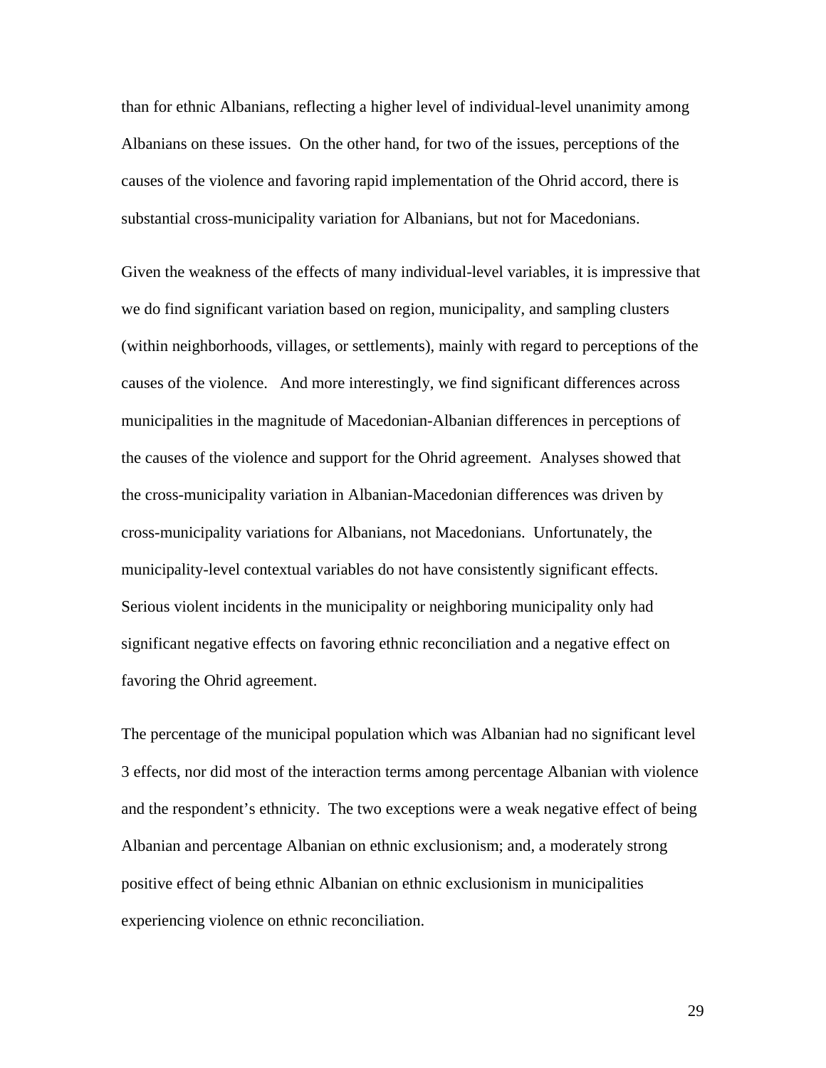than for ethnic Albanians, reflecting a higher level of individual-level unanimity among Albanians on these issues. On the other hand, for two of the issues, perceptions of the causes of the violence and favoring rapid implementation of the Ohrid accord, there is substantial cross-municipality variation for Albanians, but not for Macedonians.

Given the weakness of the effects of many individual-level variables, it is impressive that we do find significant variation based on region, municipality, and sampling clusters (within neighborhoods, villages, or settlements), mainly with regard to perceptions of the causes of the violence. And more interestingly, we find significant differences across municipalities in the magnitude of Macedonian-Albanian differences in perceptions of the causes of the violence and support for the Ohrid agreement. Analyses showed that the cross-municipality variation in Albanian-Macedonian differences was driven by cross-municipality variations for Albanians, not Macedonians. Unfortunately, the municipality-level contextual variables do not have consistently significant effects. Serious violent incidents in the municipality or neighboring municipality only had significant negative effects on favoring ethnic reconciliation and a negative effect on favoring the Ohrid agreement.

The percentage of the municipal population which was Albanian had no significant level 3 effects, nor did most of the interaction terms among percentage Albanian with violence and the respondent's ethnicity. The two exceptions were a weak negative effect of being Albanian and percentage Albanian on ethnic exclusionism; and, a moderately strong positive effect of being ethnic Albanian on ethnic exclusionism in municipalities experiencing violence on ethnic reconciliation.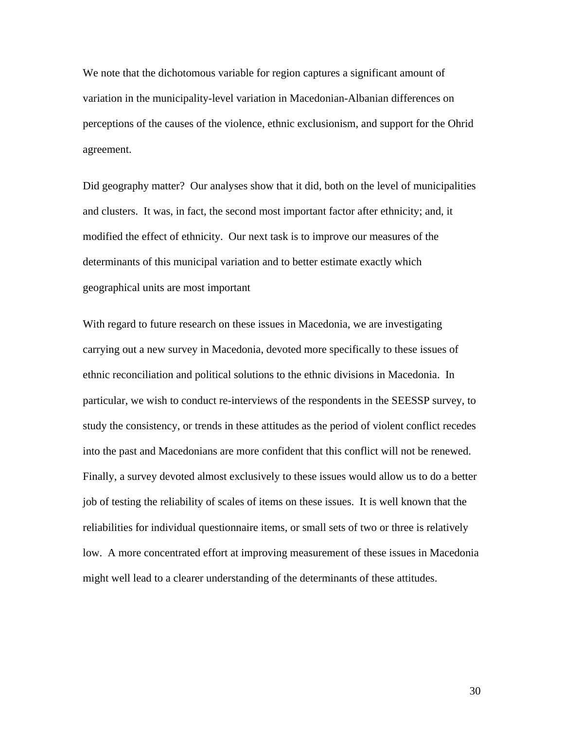We note that the dichotomous variable for region captures a significant amount of variation in the municipality-level variation in Macedonian-Albanian differences on perceptions of the causes of the violence, ethnic exclusionism, and support for the Ohrid agreement.

Did geography matter? Our analyses show that it did, both on the level of municipalities and clusters. It was, in fact, the second most important factor after ethnicity; and, it modified the effect of ethnicity. Our next task is to improve our measures of the determinants of this municipal variation and to better estimate exactly which geographical units are most important

With regard to future research on these issues in Macedonia, we are investigating carrying out a new survey in Macedonia, devoted more specifically to these issues of ethnic reconciliation and political solutions to the ethnic divisions in Macedonia. In particular, we wish to conduct re-interviews of the respondents in the SEESSP survey, to study the consistency, or trends in these attitudes as the period of violent conflict recedes into the past and Macedonians are more confident that this conflict will not be renewed. Finally, a survey devoted almost exclusively to these issues would allow us to do a better job of testing the reliability of scales of items on these issues. It is well known that the reliabilities for individual questionnaire items, or small sets of two or three is relatively low. A more concentrated effort at improving measurement of these issues in Macedonia might well lead to a clearer understanding of the determinants of these attitudes.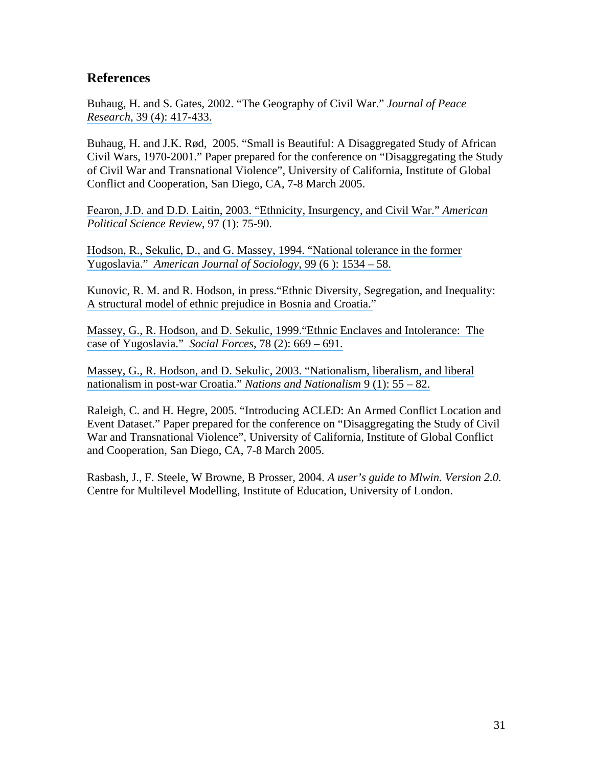## References

Buhaug, H. and S. Gates, 2002. "The Geography of Civil War." *Journal of Peace Research*, 39 (4): 417-433.

Buhaug, H. and J.K. Rød, 2005. "Small is Beautiful: A Disaggregated Study of African Civil Wars, 1970-2001." Paper prepared for the conference on "Disaggregating the Study of Civil War and Transnational Violence", University of California, Institute of Global Conflict and Cooperation, San Diego, CA, 7-8 March 2005.

Fearon, J.D. and D.D. Laitin, 2003. "Ethnicity, Insurgency, and Civil War." *American Political Science Review*, 97 (1): 75-90.

Hodson, R., Sekulic, D., and G. Massey, 1994. "National tolerance in the former Yugoslavia." *American Journal of Sociology*, 99 (6 ): 1534 – 58.

Kunovic, R. M. and R. Hodson, in press."Ethnic Diversity, Segregation, and Inequality: A structural model of ethnic prejudice in Bosnia and Croatia."

Massey, G., R. Hodson, and D. Sekulic, 1999."Ethnic Enclaves and Intolerance: The case of Yugoslavia." *Social Forces*, 78 (2): 669 – 691.

Massey, G., R. Hodson, and D. Sekulic, 2003. "Nationalism, liberalism, and liberal nationalism in post-war Croatia." *Nations and Nationalism* 9 (1): 55 – 82.

Raleigh, C. and H. Hegre, 2005. "Introducing ACLED: An Armed Conflict Location and Event Dataset." Paper prepared for the conference on "Disaggregating the Study of Civil War and Transnational Violence", University of California, Institute of Global Conflict and Cooperation, San Diego, CA, 7-8 March 2005.

Rasbash, J., F. Steele, W Browne, B Prosser, 2004. *A user's guide to Mlwin. Version 2.0.* Centre for Multilevel Modelling, Institute of Education, University of London.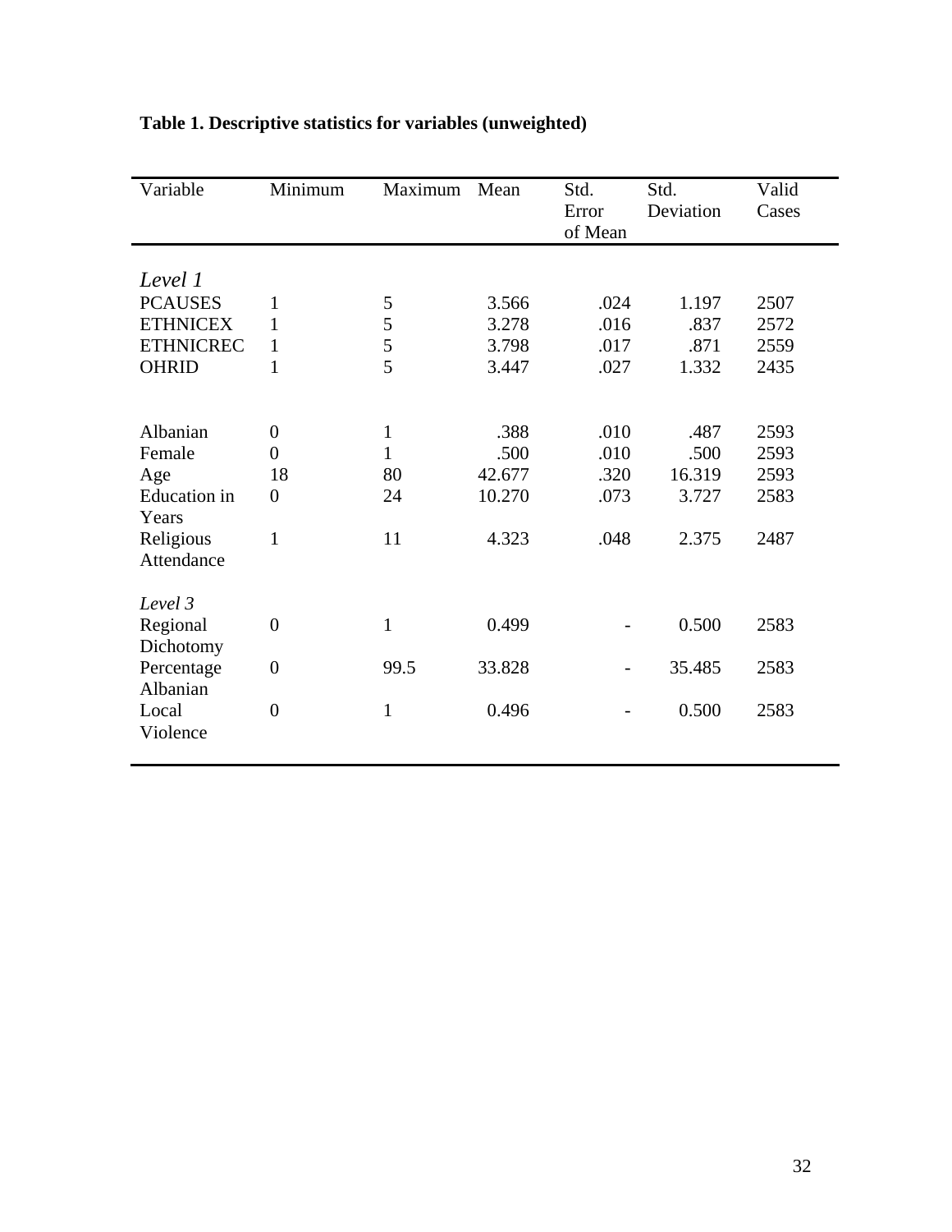**Table 1. Descriptive statistics for variables (unweighted)**

| Variable | Minimum | Maximum | Mean | Std. Error of Mean | Std. Deviation | Valid Cases |
|---|---|---|---|---|---|---|
| *Level 1* | | | | | | |
| PCAUSES | 1 | 5 | 3.566 | .024 | 1.197 | 2507 |
| ETHNICEX | 1 | 5 | 3.278 | .016 | .837 | 2572 |
| ETHNICREC | 1 | 5 | 3.798 | .017 | .871 | 2559 |
| OHRID | 1 | 5 | 3.447 | .027 | 1.332 | 2435 |
| Albanian | 0 | 1 | .388 | .010 | .487 | 2593 |
| Female | 0 | 1 | .500 | .010 | .500 | 2593 |
| Age | 18 | 80 | 42.677 | .320 | 16.319 | 2593 |
| Education in Years | 0 | 24 | 10.270 | .073 | 3.727 | 2583 |
| Religious Attendance | 1 | 11 | 4.323 | .048 | 2.375 | 2487 |
| *Level 3* | | | | | | |
| Regional Dichotomy | 0 | 1 | 0.499 | - | 0.500 | 2583 |
| Percentage Albanian | 0 | 99.5 | 33.828 | - | 35.485 | 2583 |
| Local Violence | 0 | 1 | 0.496 | - | 0.500 | 2583 |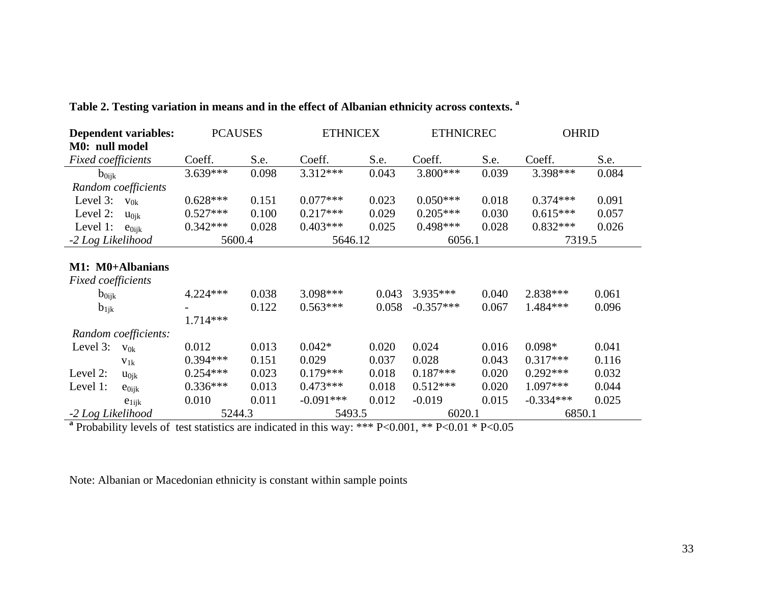**Table 2. Testing variation in means and in the effect of Albanian ethnicity across contexts.** [a]

| **Dependent variables:** | PCAUSES | | ETHNICEX | | ETHNICREC | | OHRID | |
|---|---|---|---|---|---|---|---|---|
| **M0: null model** | | | | | | | | |
| *Fixed coefficients* | Coeff. | S.e. | Coeff. | S.e. | Coeff. | S.e. | Coeff. | S.e. |
| $b_{0ijk}$ | 3.639*** | 0.098 | 3.312*** | 0.043 | 3.800*** | 0.039 | 3.398*** | 0.084 |
| *Random coefficients* | | | | | | | | |
| Level 3: $v_{0k}$ | 0.628*** | 0.151 | 0.077*** | 0.023 | 0.050*** | 0.018 | 0.374*** | 0.091 |
| Level 2: $u_{0jk}$ | 0.527*** | 0.100 | 0.217*** | 0.029 | 0.205*** | 0.030 | 0.615*** | 0.057 |
| Level 1: $e_{0ijk}$ | 0.342*** | 0.028 | 0.403*** | 0.025 | 0.498*** | 0.028 | 0.832*** | 0.026 |
| *-2 Log Likelihood* | 5600.4 | | 5646.12 | | 6056.1 | | 7319.5 | |
| | | | | | | | | |
| **M1: M0+Albanians** | | | | | | | | |
| *Fixed coefficients* | | | | | | | | |
| $b_{0ijk}$ | 4.224*** | 0.038 | 3.098*** | 0.043 | 3.935*** | 0.040 | 2.838*** | 0.061 |
| $b_{1jk}$ | -1.714*** | 0.122 | 0.563*** | 0.058 | -0.357*** | 0.067 | 1.484*** | 0.096 |
| *Random coefficients:* | | | | | | | | |
| Level 3: $v_{0k}$ | 0.012 | 0.013 | 0.042* | 0.020 | 0.024 | 0.016 | 0.098* | 0.041 |
| $v_{1k}$ | 0.394*** | 0.151 | 0.029 | 0.037 | 0.028 | 0.043 | 0.317*** | 0.116 |
| Level 2: $u_{0jk}$ | 0.254*** | 0.023 | 0.179*** | 0.018 | 0.187*** | 0.020 | 0.292*** | 0.032 |
| Level 1: $e_{0ijk}$ | 0.336*** | 0.013 | 0.473*** | 0.018 | 0.512*** | 0.020 | 1.097*** | 0.044 |
| $e_{1ijk}$ | 0.010 | 0.011 | -0.091*** | 0.012 | -0.019 | 0.015 | -0.334*** | 0.025 |
| *-2 Log Likelihood* | 5244.3 | | 5493.5 | | 6020.1 | | 6850.1 | |

[a] Probability levels of test statistics are indicated in this way: *** P<0.001, ** P<0.01 * P<0.05

Note: Albanian or Macedonian ethnicity is constant within sample points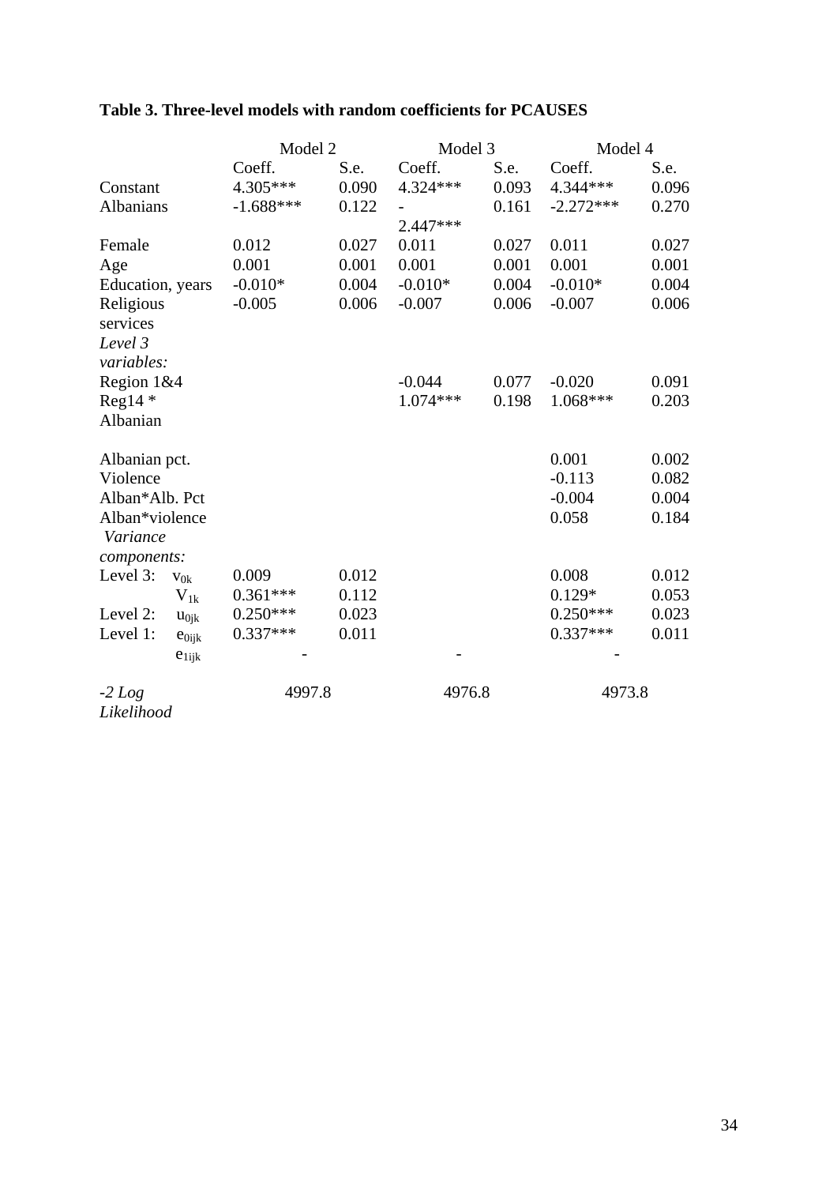**Table 3. Three-level models with random coefficients for PCAUSES**

| | Model 2 | | Model 3 | | Model 4 | |
|---|---|---|---|---|---|---|
| | Coeff. | S.e. | Coeff. | S.e. | Coeff. | S.e. |
| Constant | 4.305*** | 0.090 | 4.324*** | 0.093 | 4.344*** | 0.096 |
| Albanians | -1.688*** | 0.122 | -2.447*** | 0.161 | -2.272*** | 0.270 |
| Female | 0.012 | 0.027 | 0.011 | 0.027 | 0.011 | 0.027 |
| Age | 0.001 | 0.001 | 0.001 | 0.001 | 0.001 | 0.001 |
| Education, years | -0.010* | 0.004 | -0.010* | 0.004 | -0.010* | 0.004 |
| Religious services | -0.005 | 0.006 | -0.007 | 0.006 | -0.007 | 0.006 |
| *Level 3 variables:* | | | | | | |
| Region 1&4 | | | -0.044 | 0.077 | -0.020 | 0.091 |
| Reg14 * Albanian | | | 1.074*** | 0.198 | 1.068*** | 0.203 |
| Albanian pct. | | | | | 0.001 | 0.002 |
| Violence | | | | | -0.113 | 0.082 |
| Alban*Alb. Pct | | | | | -0.004 | 0.004 |
| Alban*violence | | | | | 0.058 | 0.184 |
| *Variance components:* | | | | | | |
| Level 3: $v_{0k}$ | 0.009 | 0.012 | | | 0.008 | 0.012 |
| $V_{1k}$ | 0.361*** | 0.112 | | | 0.129* | 0.053 |
| Level 2: $u_{0jk}$ | 0.250*** | 0.023 | | | 0.250*** | 0.023 |
| Level 1: $e_{0ijk}$ | 0.337*** | 0.011 | | | 0.337*** | 0.011 |
| $e_{1ijk}$ | - | | - | | - | |
| *-2 Log Likelihood* | 4997.8 | | 4976.8 | | 4973.8 | |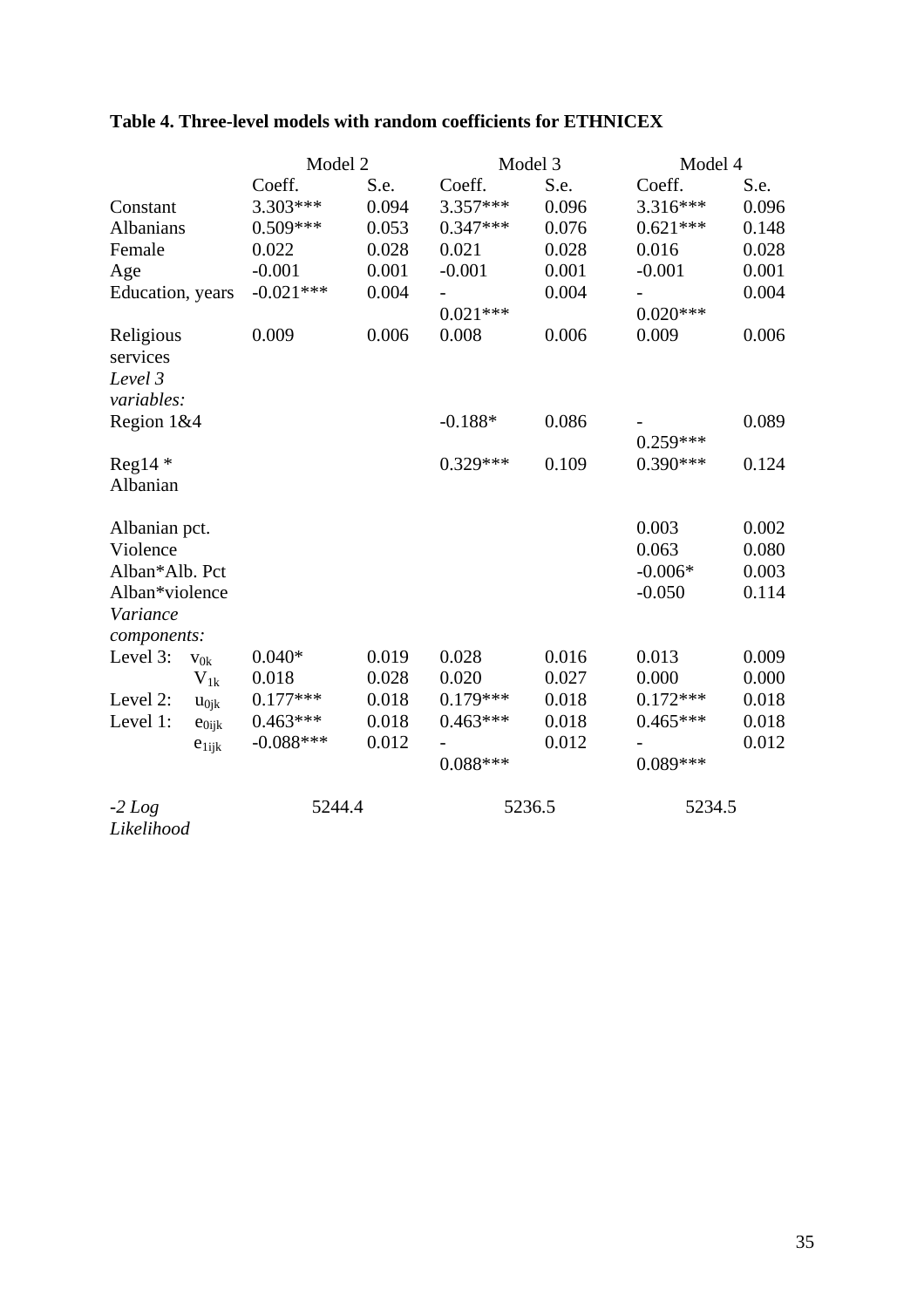**Table 4. Three-level models with random coefficients for ETHNICEX**

| | Model 2 | | Model 3 | | Model 4 | |
|---|---|---|---|---|---|---|
| | Coeff. | S.e. | Coeff. | S.e. | Coeff. | S.e. |
| Constant | 3.303*** | 0.094 | 3.357*** | 0.096 | 3.316*** | 0.096 |
| Albanians | 0.509*** | 0.053 | 0.347*** | 0.076 | 0.621*** | 0.148 |
| Female | 0.022 | 0.028 | 0.021 | 0.028 | 0.016 | 0.028 |
| Age | -0.001 | 0.001 | -0.001 | 0.001 | -0.001 | 0.001 |
| Education, years | -0.021*** | 0.004 | -0.021*** | 0.004 | -0.020*** | 0.004 |
| Religious services | 0.009 | 0.006 | 0.008 | 0.006 | 0.009 | 0.006 |
| *Level 3 variables:* | | | | | | |
| Region 1&4 | | | -0.188* | 0.086 | -0.259*** | 0.089 |
| Reg14 * Albanian | | | 0.329*** | 0.109 | 0.390*** | 0.124 |
| Albanian pct. | | | | | 0.003 | 0.002 |
| Violence | | | | | 0.063 | 0.080 |
| Alban*Alb. Pct | | | | | -0.006* | 0.003 |
| Alban*violence | | | | | -0.050 | 0.114 |
| *Variance components:* | | | | | | |
| Level 3: $v_{0k}$ | 0.040* | 0.019 | 0.028 | 0.016 | 0.013 | 0.009 |
| $V_{1k}$ | 0.018 | 0.028 | 0.020 | 0.027 | 0.000 | 0.000 |
| Level 2: $u_{0jk}$ | 0.177*** | 0.018 | 0.179*** | 0.018 | 0.172*** | 0.018 |
| Level 1: $e_{0ijk}$ | 0.463*** | 0.018 | 0.463*** | 0.018 | 0.465*** | 0.018 |
| $e_{1ijk}$ | -0.088*** | 0.012 | -0.088*** | 0.012 | -0.089*** | 0.012 |
| *-2 Log Likelihood* | 5244.4 | | 5236.5 | | 5234.5 | |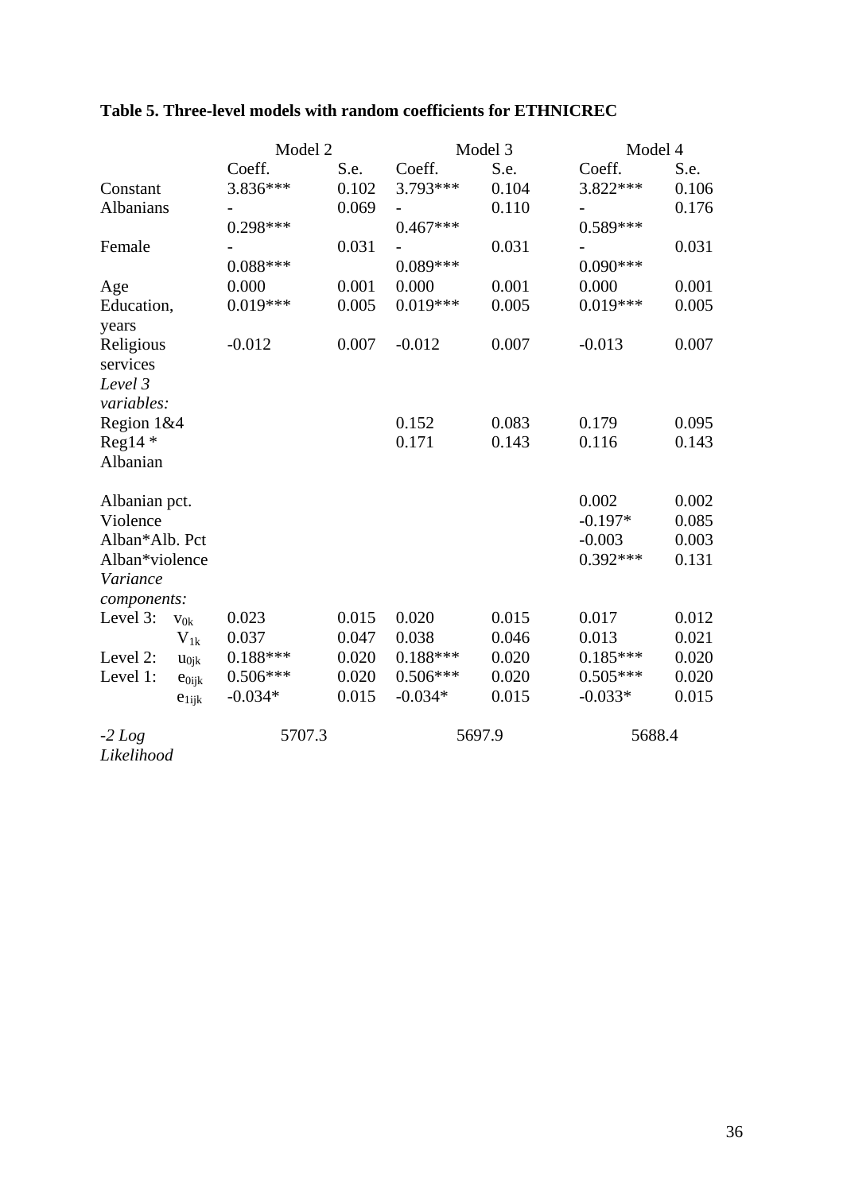**Table 5. Three-level models with random coefficients for ETHNICREC**

| | Model 2 | | Model 3 | | Model 4 | |
|---|---|---|---|---|---|---|
| | Coeff. | S.e. | Coeff. | S.e. | Coeff. | S.e. |
| Constant | 3.836*** | 0.102 | 3.793*** | 0.104 | 3.822*** | 0.106 |
| Albanians | -0.298*** | 0.069 | -0.467*** | 0.110 | -0.589*** | 0.176 |
| Female | -0.088*** | 0.031 | -0.089*** | 0.031 | -0.090*** | 0.031 |
| Age | 0.000 | 0.001 | 0.000 | 0.001 | 0.000 | 0.001 |
| Education, years | 0.019*** | 0.005 | 0.019*** | 0.005 | 0.019*** | 0.005 |
| Religious services | -0.012 | 0.007 | -0.012 | 0.007 | -0.013 | 0.007 |
| *Level 3 variables:* | | | | | | |
| Region 1&4 | | | 0.152 | 0.083 | 0.179 | 0.095 |
| Reg14 * Albanian | | | 0.171 | 0.143 | 0.116 | 0.143 |
| Albanian pct. | | | | | 0.002 | 0.002 |
| Violence | | | | | -0.197* | 0.085 |
| Alban*Alb. Pct | | | | | -0.003 | 0.003 |
| Alban*violence | | | | | 0.392*** | 0.131 |
| *Variance components:* | | | | | | |
| Level 3: $v_{0k}$ | 0.023 | 0.015 | 0.020 | 0.015 | 0.017 | 0.012 |
| $V_{1k}$ | 0.037 | 0.047 | 0.038 | 0.046 | 0.013 | 0.021 |
| Level 2: $u_{0jk}$ | 0.188*** | 0.020 | 0.188*** | 0.020 | 0.185*** | 0.020 |
| Level 1: $e_{0ijk}$ | 0.506*** | 0.020 | 0.506*** | 0.020 | 0.505*** | 0.020 |
| $e_{1ijk}$ | -0.034* | 0.015 | -0.034* | 0.015 | -0.033* | 0.015 |
| *-2 Log Likelihood* | 5707.3 | | 5697.9 | | 5688.4 | |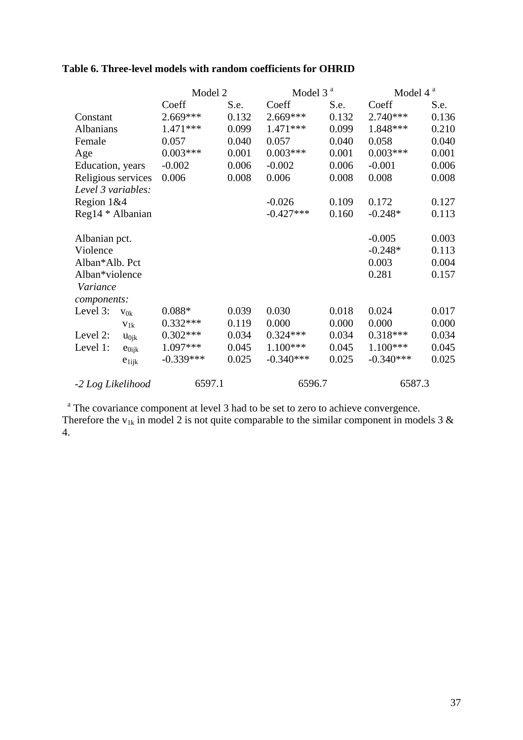**Table 6. Three-level models with random coefficients for OHRID**

| | | Model 2 | | Model 3 [a] | | Model 4 [a] | |
|---|---|---|---|---|---|---|---|
| | | Coeff | S.e. | Coeff | S.e. | Coeff | S.e. |
| Constant | | 2.669*** | 0.132 | 2.669*** | 0.132 | 2.740*** | 0.136 |
| Albanians | | 1.471*** | 0.099 | 1.471*** | 0.099 | 1.848*** | 0.210 |
| Female | | 0.057 | 0.040 | 0.057 | 0.040 | 0.058 | 0.040 |
| Age | | 0.003*** | 0.001 | 0.003*** | 0.001 | 0.003*** | 0.001 |
| Education, years | | -0.002 | 0.006 | -0.002 | 0.006 | -0.001 | 0.006 |
| Religious services | | 0.006 | 0.008 | 0.006 | 0.008 | 0.008 | 0.008 |
| *Level 3 variables:* | | | | | | | |
| Region 1&4 | | | | -0.026 | 0.109 | 0.172 | 0.127 |
| Reg14 * Albanian | | | | -0.427*** | 0.160 | -0.248* | 0.113 |
| Albanian pct. | | | | | | -0.005 | 0.003 |
| Violence | | | | | | -0.248* | 0.113 |
| Alban*Alb. Pct | | | | | | 0.003 | 0.004 |
| Alban*violence | | | | | | 0.281 | 0.157 |
| *Variance components:* | | | | | | | |
| Level 3: | $v_{0k}$ | 0.088* | 0.039 | 0.030 | 0.018 | 0.024 | 0.017 |
| | $v_{1k}$ | 0.332*** | 0.119 | 0.000 | 0.000 | 0.000 | 0.000 |
| Level 2: | $u_{0jk}$ | 0.302*** | 0.034 | 0.324*** | 0.034 | 0.318*** | 0.034 |
| Level 1: | $e_{0ijk}$ | 1.097*** | 0.045 | 1.100*** | 0.045 | 1.100*** | 0.045 |
| | $e_{1ijk}$ | -0.339*** | 0.025 | -0.340*** | 0.025 | -0.340*** | 0.025 |
| *-2 Log Likelihood* | | 6597.1 | | 6596.7 | | 6587.3 | |

[a] The covariance component at level 3 had to be set to zero to achieve convergence. Therefore the $v_{1k}$ in model 2 is not quite comparable to the similar component in models 3 & 4.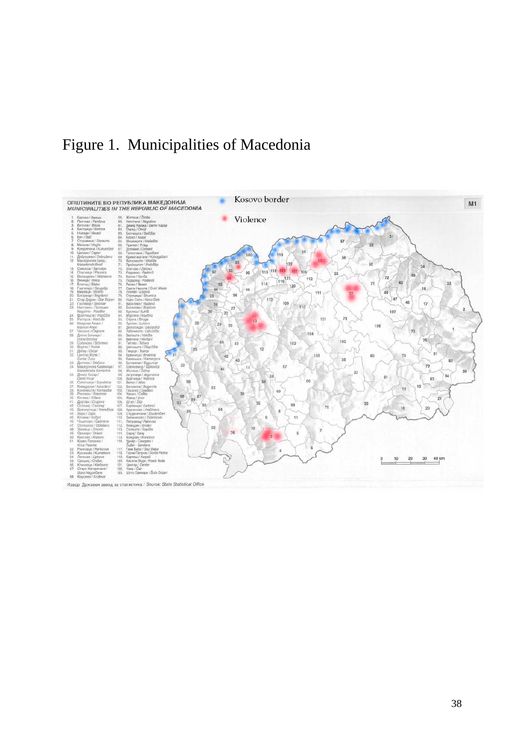# Figure 1. Municipalities of Macedonia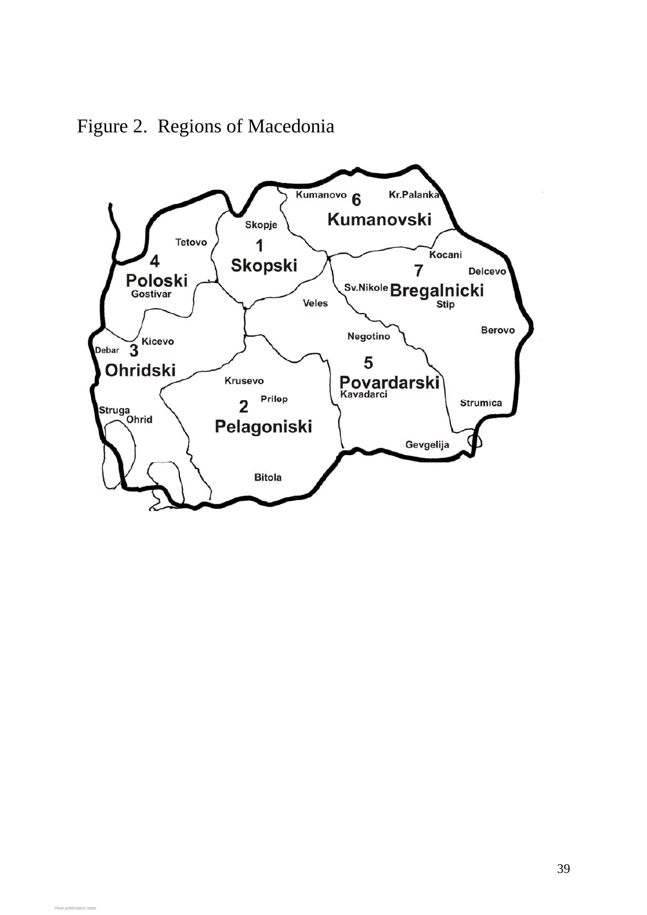Figure 2. Regions of Macedonia

Kumanovo 6 Kr.Palanka
Kumanovski
Skopje
Tetovo
1
Skopski
4
Poloski
Gostivar
Kocani
7
Delcevo
Sv.Nikole Bregalnicki
Stip
Veles
Berovo
Negotino
Debar 3 Kicevo
Ohridski
5
Povardarski
Kavadarci
Krusevo
2 Prilep
Strumica
Struga
Ohrid
Pelagoniski
Gevgelija
Bitola